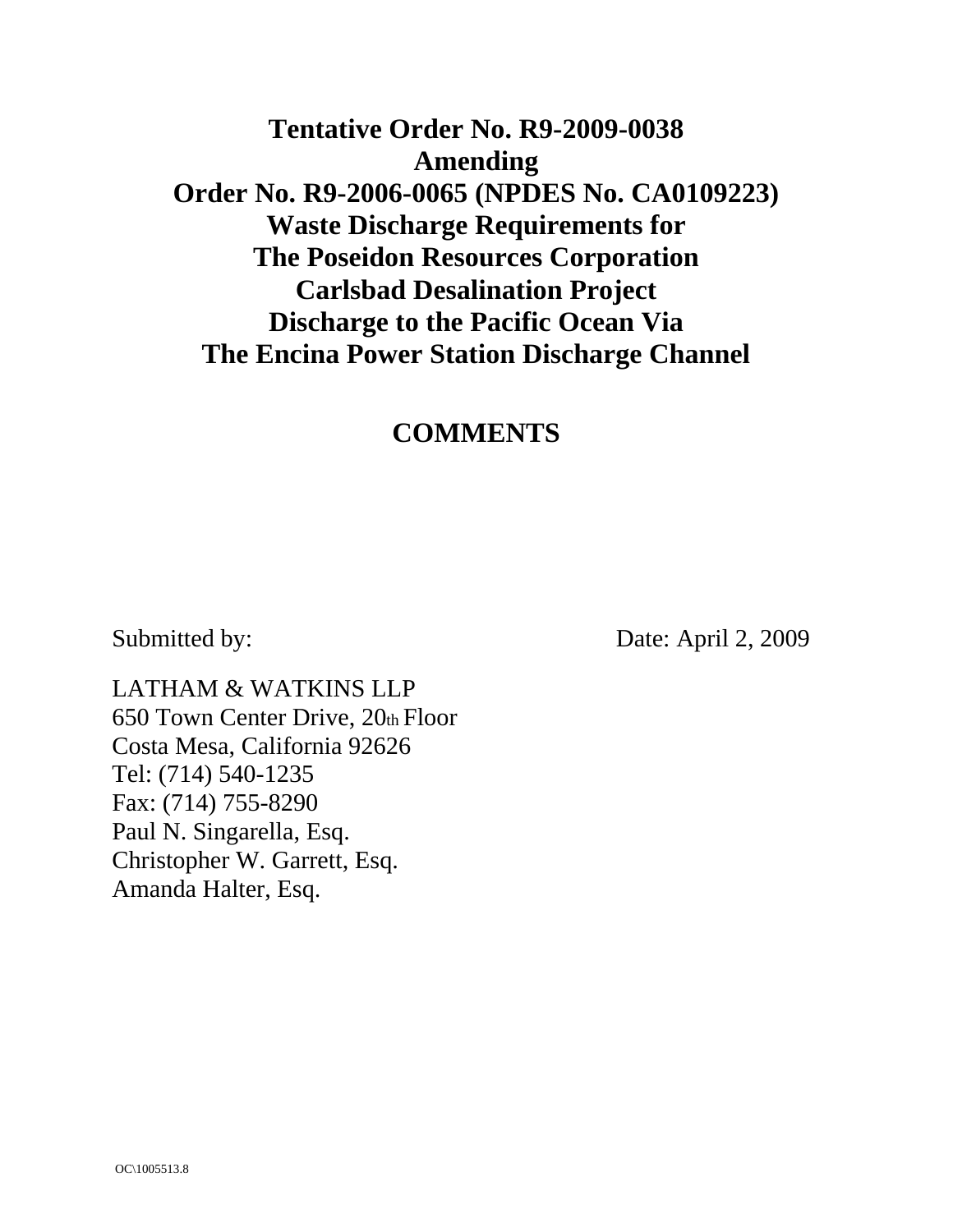# Tentative Order No. R9-2009-0038
# Amending
# Order No. R9-2006-0065 (NPDES No. CA0109223)
# Waste Discharge Requirements for
# The Poseidon Resources Corporation
# Carlsbad Desalination Project
# Discharge to the Pacific Ocean Via
# The Encina Power Station Discharge Channel

## COMMENTS

Submitted by: Date: April 2, 2009

LATHAM & WATKINS LLP
650 Town Center Drive, 20th Floor
Costa Mesa, California 92626
Tel: (714) 540-1235
Fax: (714) 755-8290
Paul N. Singarella, Esq.
Christopher W. Garrett, Esq.
Amanda Halter, Esq.

OC\1005513.8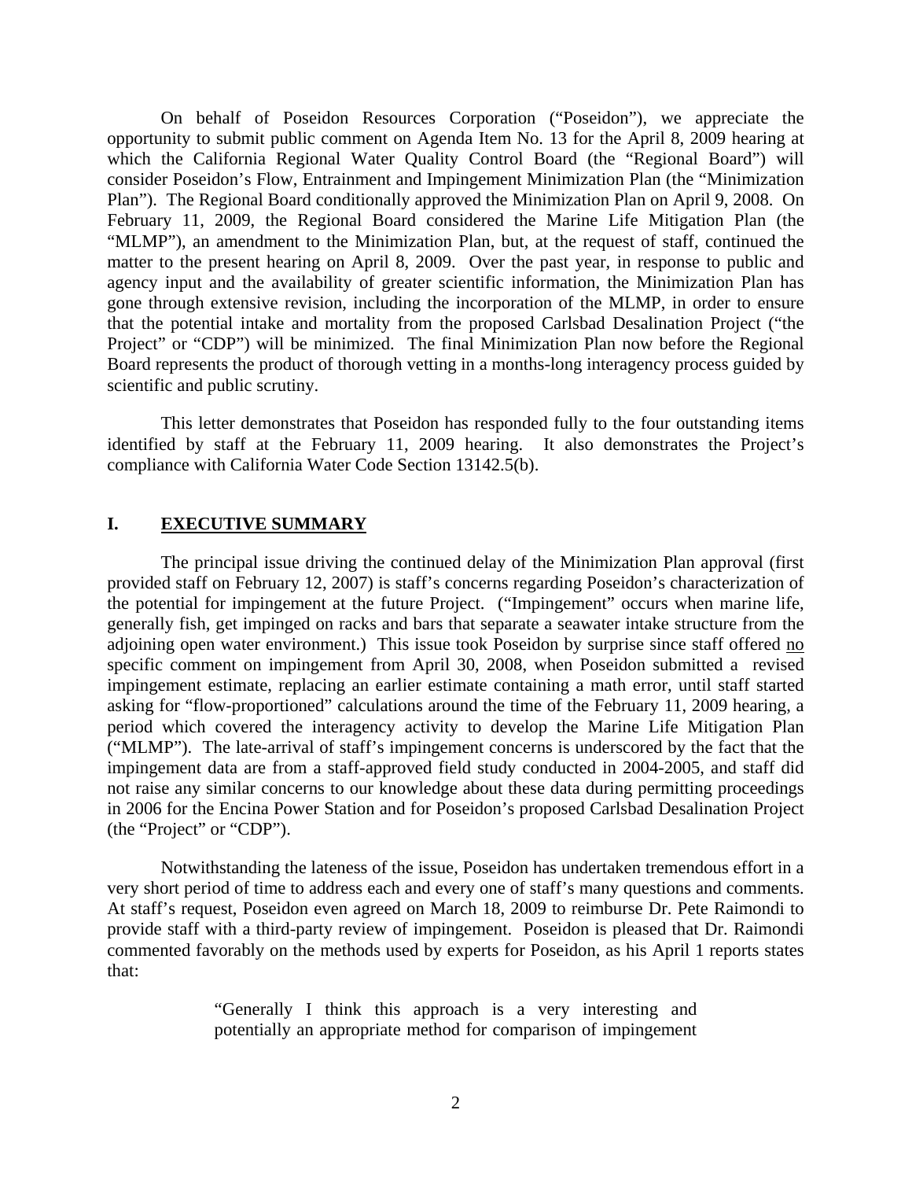On behalf of Poseidon Resources Corporation ("Poseidon"), we appreciate the opportunity to submit public comment on Agenda Item No. 13 for the April 8, 2009 hearing at which the California Regional Water Quality Control Board (the "Regional Board") will consider Poseidon's Flow, Entrainment and Impingement Minimization Plan (the "Minimization Plan"). The Regional Board conditionally approved the Minimization Plan on April 9, 2008. On February 11, 2009, the Regional Board considered the Marine Life Mitigation Plan (the "MLMP"), an amendment to the Minimization Plan, but, at the request of staff, continued the matter to the present hearing on April 8, 2009. Over the past year, in response to public and agency input and the availability of greater scientific information, the Minimization Plan has gone through extensive revision, including the incorporation of the MLMP, in order to ensure that the potential intake and mortality from the proposed Carlsbad Desalination Project ("the Project" or "CDP") will be minimized. The final Minimization Plan now before the Regional Board represents the product of thorough vetting in a months-long interagency process guided by scientific and public scrutiny.

This letter demonstrates that Poseidon has responded fully to the four outstanding items identified by staff at the February 11, 2009 hearing. It also demonstrates the Project's compliance with California Water Code Section 13142.5(b).

## I. EXECUTIVE SUMMARY

The principal issue driving the continued delay of the Minimization Plan approval (first provided staff on February 12, 2007) is staff's concerns regarding Poseidon's characterization of the potential for impingement at the future Project. ("Impingement" occurs when marine life, generally fish, get impinged on racks and bars that separate a seawater intake structure from the adjoining open water environment.) This issue took Poseidon by surprise since staff offered no specific comment on impingement from April 30, 2008, when Poseidon submitted a revised impingement estimate, replacing an earlier estimate containing a math error, until staff started asking for "flow-proportioned" calculations around the time of the February 11, 2009 hearing, a period which covered the interagency activity to develop the Marine Life Mitigation Plan ("MLMP"). The late-arrival of staff's impingement concerns is underscored by the fact that the impingement data are from a staff-approved field study conducted in 2004-2005, and staff did not raise any similar concerns to our knowledge about these data during permitting proceedings in 2006 for the Encina Power Station and for Poseidon's proposed Carlsbad Desalination Project (the "Project" or "CDP").

Notwithstanding the lateness of the issue, Poseidon has undertaken tremendous effort in a very short period of time to address each and every one of staff's many questions and comments. At staff's request, Poseidon even agreed on March 18, 2009 to reimburse Dr. Pete Raimondi to provide staff with a third-party review of impingement. Poseidon is pleased that Dr. Raimondi commented favorably on the methods used by experts for Poseidon, as his April 1 reports states that:

> "Generally I think this approach is a very interesting and potentially an appropriate method for comparison of impingement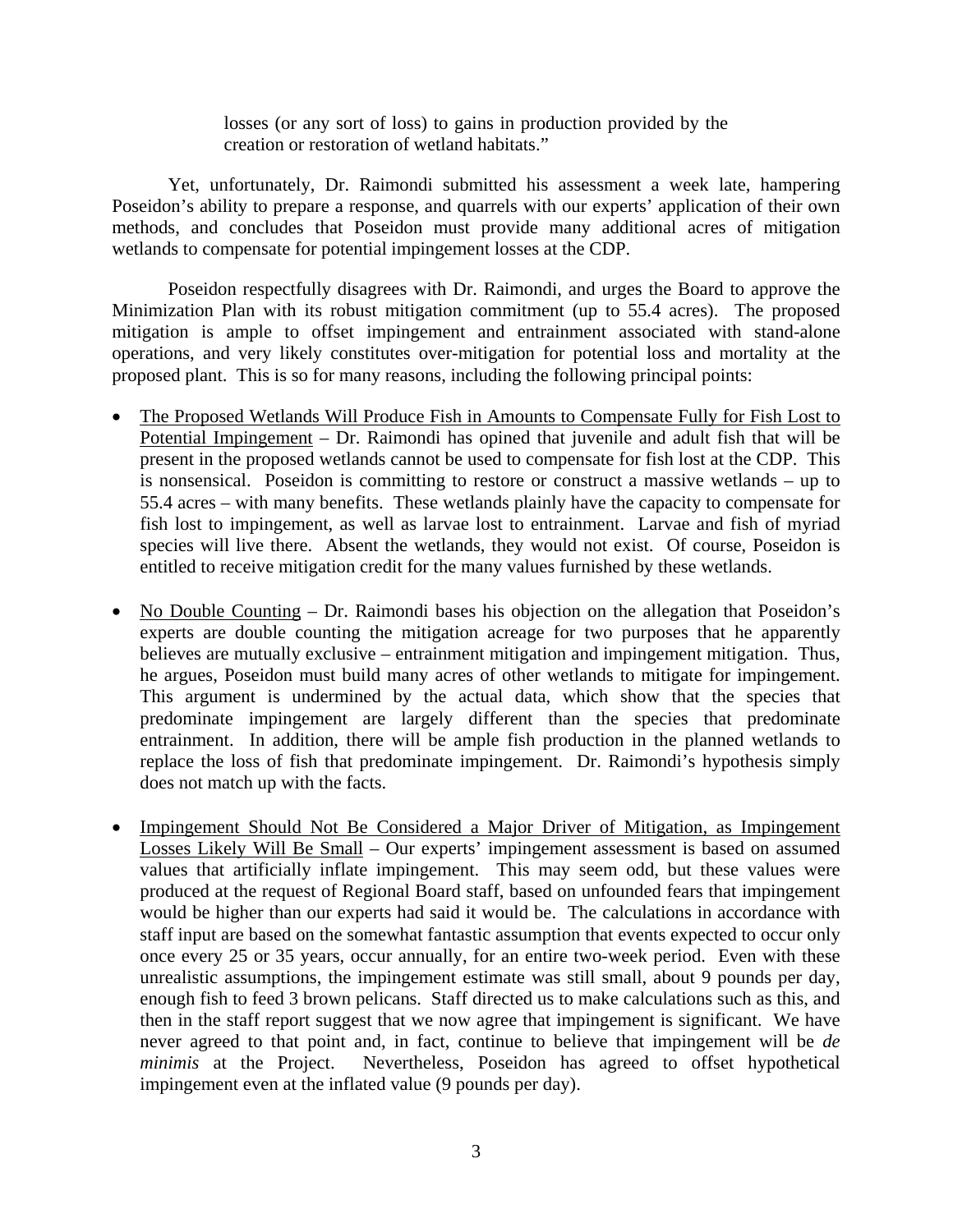losses (or any sort of loss) to gains in production provided by the creation or restoration of wetland habitats."

Yet, unfortunately, Dr. Raimondi submitted his assessment a week late, hampering Poseidon's ability to prepare a response, and quarrels with our experts' application of their own methods, and concludes that Poseidon must provide many additional acres of mitigation wetlands to compensate for potential impingement losses at the CDP.

Poseidon respectfully disagrees with Dr. Raimondi, and urges the Board to approve the Minimization Plan with its robust mitigation commitment (up to 55.4 acres). The proposed mitigation is ample to offset impingement and entrainment associated with stand-alone operations, and very likely constitutes over-mitigation for potential loss and mortality at the proposed plant. This is so for many reasons, including the following principal points:

- <u>The Proposed Wetlands Will Produce Fish in Amounts to Compensate Fully for Fish Lost to Potential Impingement</u> – Dr. Raimondi has opined that juvenile and adult fish that will be present in the proposed wetlands cannot be used to compensate for fish lost at the CDP. This is nonsensical. Poseidon is committing to restore or construct a massive wetlands – up to 55.4 acres – with many benefits. These wetlands plainly have the capacity to compensate for fish lost to impingement, as well as larvae lost to entrainment. Larvae and fish of myriad species will live there. Absent the wetlands, they would not exist. Of course, Poseidon is entitled to receive mitigation credit for the many values furnished by these wetlands.

- <u>No Double Counting</u> – Dr. Raimondi bases his objection on the allegation that Poseidon's experts are double counting the mitigation acreage for two purposes that he apparently believes are mutually exclusive – entrainment mitigation and impingement mitigation. Thus, he argues, Poseidon must build many acres of other wetlands to mitigate for impingement. This argument is undermined by the actual data, which show that the species that predominate impingement are largely different than the species that predominate entrainment. In addition, there will be ample fish production in the planned wetlands to replace the loss of fish that predominate impingement. Dr. Raimondi's hypothesis simply does not match up with the facts.

- <u>Impingement Should Not Be Considered a Major Driver of Mitigation, as Impingement Losses Likely Will Be Small</u> – Our experts' impingement assessment is based on assumed values that artificially inflate impingement. This may seem odd, but these values were produced at the request of Regional Board staff, based on unfounded fears that impingement would be higher than our experts had said it would be. The calculations in accordance with staff input are based on the somewhat fantastic assumption that events expected to occur only once every 25 or 35 years, occur annually, for an entire two-week period. Even with these unrealistic assumptions, the impingement estimate was still small, about 9 pounds per day, enough fish to feed 3 brown pelicans. Staff directed us to make calculations such as this, and then in the staff report suggest that we now agree that impingement is significant. We have never agreed to that point and, in fact, continue to believe that impingement will be *de minimis* at the Project. Nevertheless, Poseidon has agreed to offset hypothetical impingement even at the inflated value (9 pounds per day).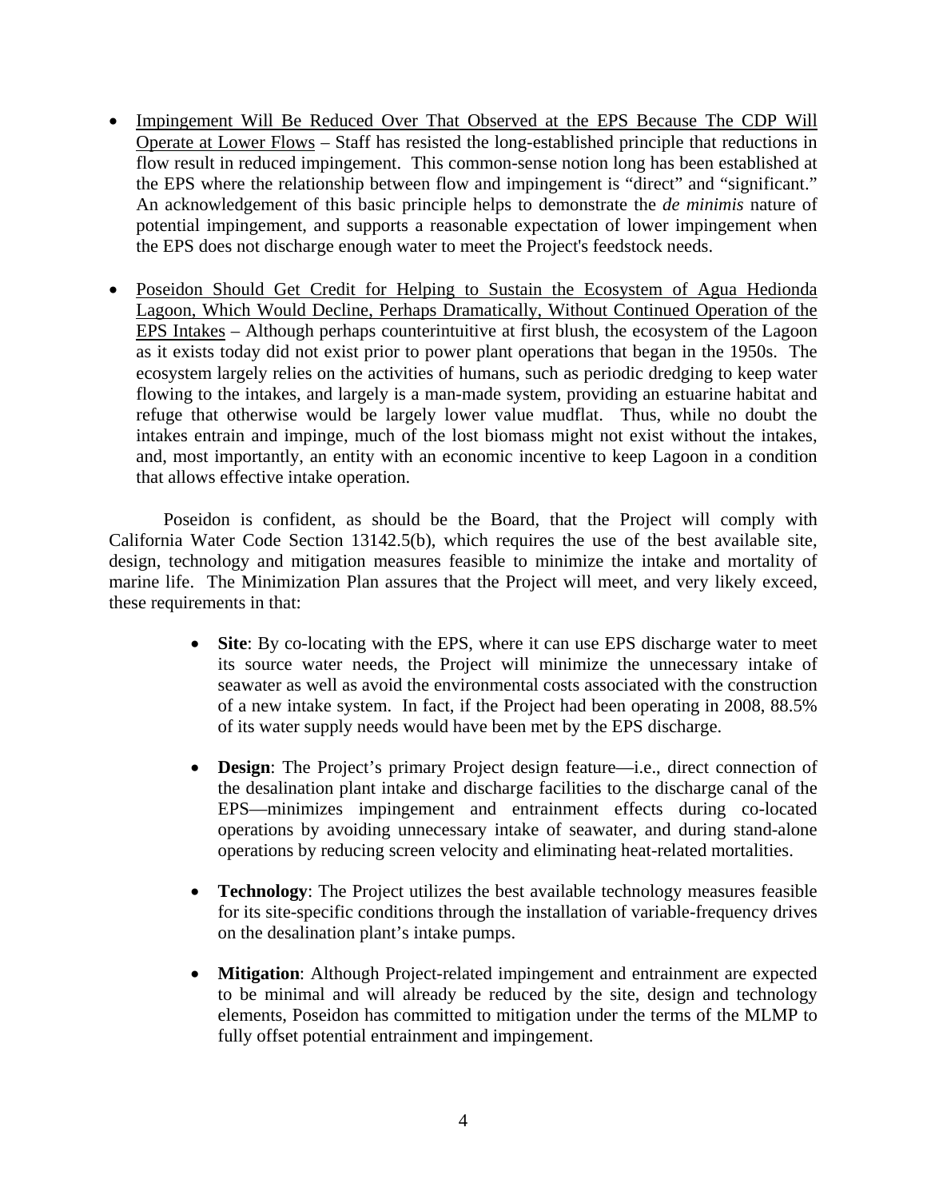- Impingement Will Be Reduced Over That Observed at the EPS Because The CDP Will Operate at Lower Flows – Staff has resisted the long-established principle that reductions in flow result in reduced impingement. This common-sense notion long has been established at the EPS where the relationship between flow and impingement is "direct" and "significant." An acknowledgement of this basic principle helps to demonstrate the *de minimis* nature of potential impingement, and supports a reasonable expectation of lower impingement when the EPS does not discharge enough water to meet the Project's feedstock needs.

- Poseidon Should Get Credit for Helping to Sustain the Ecosystem of Agua Hedionda Lagoon, Which Would Decline, Perhaps Dramatically, Without Continued Operation of the EPS Intakes – Although perhaps counterintuitive at first blush, the ecosystem of the Lagoon as it exists today did not exist prior to power plant operations that began in the 1950s. The ecosystem largely relies on the activities of humans, such as periodic dredging to keep water flowing to the intakes, and largely is a man-made system, providing an estuarine habitat and refuge that otherwise would be largely lower value mudflat. Thus, while no doubt the intakes entrain and impinge, much of the lost biomass might not exist without the intakes, and, most importantly, an entity with an economic incentive to keep Lagoon in a condition that allows effective intake operation.

Poseidon is confident, as should be the Board, that the Project will comply with California Water Code Section 13142.5(b), which requires the use of the best available site, design, technology and mitigation measures feasible to minimize the intake and mortality of marine life. The Minimization Plan assures that the Project will meet, and very likely exceed, these requirements in that:

- **Site**: By co-locating with the EPS, where it can use EPS discharge water to meet its source water needs, the Project will minimize the unnecessary intake of seawater as well as avoid the environmental costs associated with the construction of a new intake system. In fact, if the Project had been operating in 2008, 88.5% of its water supply needs would have been met by the EPS discharge.

- **Design**: The Project's primary Project design feature—i.e., direct connection of the desalination plant intake and discharge facilities to the discharge canal of the EPS—minimizes impingement and entrainment effects during co-located operations by avoiding unnecessary intake of seawater, and during stand-alone operations by reducing screen velocity and eliminating heat-related mortalities.

- **Technology**: The Project utilizes the best available technology measures feasible for its site-specific conditions through the installation of variable-frequency drives on the desalination plant's intake pumps.

- **Mitigation**: Although Project-related impingement and entrainment are expected to be minimal and will already be reduced by the site, design and technology elements, Poseidon has committed to mitigation under the terms of the MLMP to fully offset potential entrainment and impingement.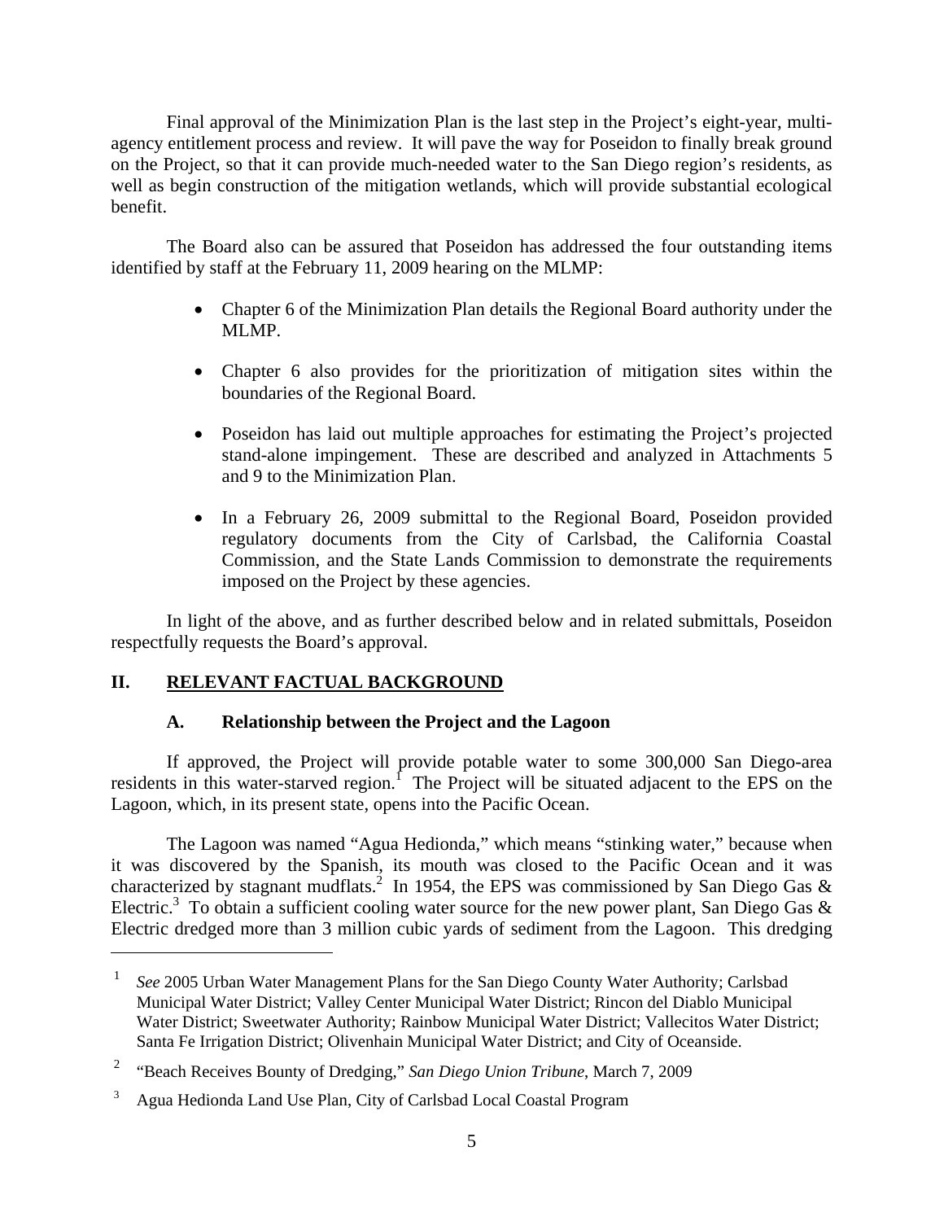Final approval of the Minimization Plan is the last step in the Project's eight-year, multi-agency entitlement process and review. It will pave the way for Poseidon to finally break ground on the Project, so that it can provide much-needed water to the San Diego region's residents, as well as begin construction of the mitigation wetlands, which will provide substantial ecological benefit.

The Board also can be assured that Poseidon has addressed the four outstanding items identified by staff at the February 11, 2009 hearing on the MLMP:

- Chapter 6 of the Minimization Plan details the Regional Board authority under the MLMP.
- Chapter 6 also provides for the prioritization of mitigation sites within the boundaries of the Regional Board.
- Poseidon has laid out multiple approaches for estimating the Project's projected stand-alone impingement. These are described and analyzed in Attachments 5 and 9 to the Minimization Plan.
- In a February 26, 2009 submittal to the Regional Board, Poseidon provided regulatory documents from the City of Carlsbad, the California Coastal Commission, and the State Lands Commission to demonstrate the requirements imposed on the Project by these agencies.

In light of the above, and as further described below and in related submittals, Poseidon respectfully requests the Board's approval.

## II. <u>RELEVANT FACTUAL BACKGROUND</u>

### A. Relationship between the Project and the Lagoon

If approved, the Project will provide potable water to some 300,000 San Diego-area residents in this water-starved region.[1] The Project will be situated adjacent to the EPS on the Lagoon, which, in its present state, opens into the Pacific Ocean.

The Lagoon was named "Agua Hedionda," which means "stinking water," because when it was discovered by the Spanish, its mouth was closed to the Pacific Ocean and it was characterized by stagnant mudflats.[2] In 1954, the EPS was commissioned by San Diego Gas & Electric.[3] To obtain a sufficient cooling water source for the new power plant, San Diego Gas & Electric dredged more than 3 million cubic yards of sediment from the Lagoon. This dredging

---

[1] *See* 2005 Urban Water Management Plans for the San Diego County Water Authority; Carlsbad Municipal Water District; Valley Center Municipal Water District; Rincon del Diablo Municipal Water District; Sweetwater Authority; Rainbow Municipal Water District; Vallecitos Water District; Santa Fe Irrigation District; Olivenhain Municipal Water District; and City of Oceanside.

[2] "Beach Receives Bounty of Dredging," *San Diego Union Tribune*, March 7, 2009

[3] Agua Hedionda Land Use Plan, City of Carlsbad Local Coastal Program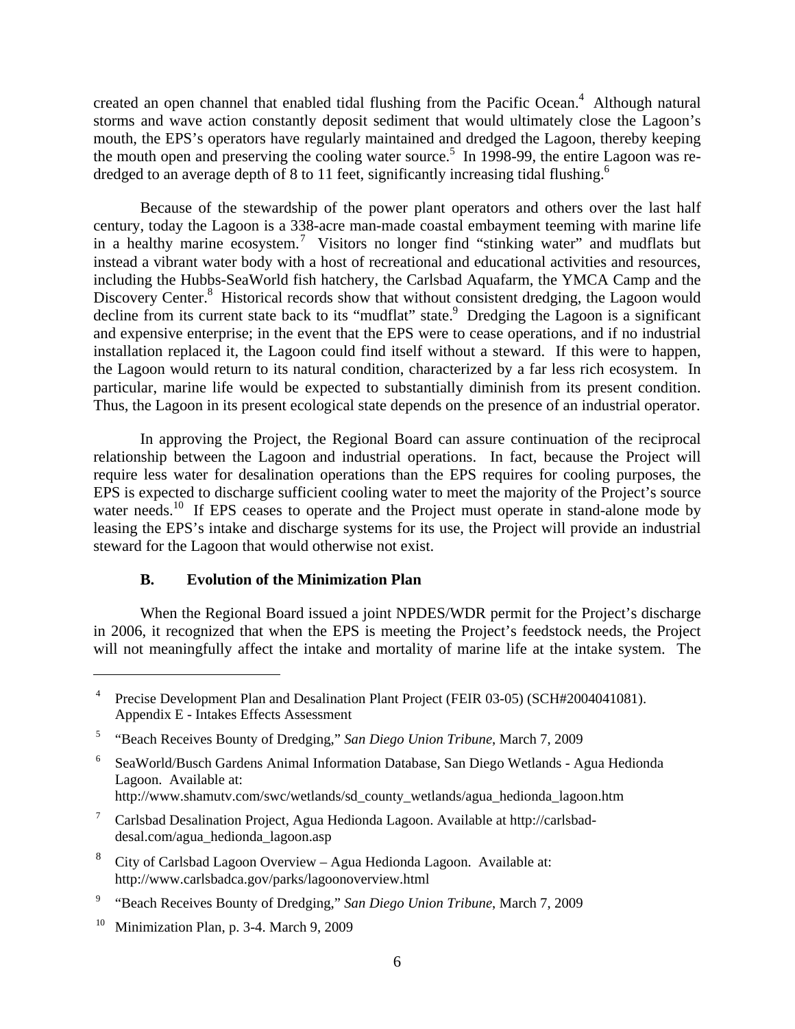created an open channel that enabled tidal flushing from the Pacific Ocean.[4] Although natural storms and wave action constantly deposit sediment that would ultimately close the Lagoon's mouth, the EPS's operators have regularly maintained and dredged the Lagoon, thereby keeping the mouth open and preserving the cooling water source.[5] In 1998-99, the entire Lagoon was re-dredged to an average depth of 8 to 11 feet, significantly increasing tidal flushing.[6]

Because of the stewardship of the power plant operators and others over the last half century, today the Lagoon is a 338-acre man-made coastal embayment teeming with marine life in a healthy marine ecosystem.[7] Visitors no longer find "stinking water" and mudflats but instead a vibrant water body with a host of recreational and educational activities and resources, including the Hubbs-SeaWorld fish hatchery, the Carlsbad Aquafarm, the YMCA Camp and the Discovery Center.[8] Historical records show that without consistent dredging, the Lagoon would decline from its current state back to its "mudflat" state.[9] Dredging the Lagoon is a significant and expensive enterprise; in the event that the EPS were to cease operations, and if no industrial installation replaced it, the Lagoon could find itself without a steward. If this were to happen, the Lagoon would return to its natural condition, characterized by a far less rich ecosystem. In particular, marine life would be expected to substantially diminish from its present condition. Thus, the Lagoon in its present ecological state depends on the presence of an industrial operator.

In approving the Project, the Regional Board can assure continuation of the reciprocal relationship between the Lagoon and industrial operations. In fact, because the Project will require less water for desalination operations than the EPS requires for cooling purposes, the EPS is expected to discharge sufficient cooling water to meet the majority of the Project's source water needs.[10] If EPS ceases to operate and the Project must operate in stand-alone mode by leasing the EPS's intake and discharge systems for its use, the Project will provide an industrial steward for the Lagoon that would otherwise not exist.

### B. Evolution of the Minimization Plan

When the Regional Board issued a joint NPDES/WDR permit for the Project's discharge in 2006, it recognized that when the EPS is meeting the Project's feedstock needs, the Project will not meaningfully affect the intake and mortality of marine life at the intake system. The

---

[4] Precise Development Plan and Desalination Plant Project (FEIR 03-05) (SCH#2004041081). Appendix E - Intakes Effects Assessment

[5] "Beach Receives Bounty of Dredging," *San Diego Union Tribune*, March 7, 2009

[6] SeaWorld/Busch Gardens Animal Information Database, San Diego Wetlands - Agua Hedionda Lagoon. Available at: http://www.shamutv.com/swc/wetlands/sd_county_wetlands/agua_hedionda_lagoon.htm

[7] Carlsbad Desalination Project, Agua Hedionda Lagoon. Available at http://carlsbad-desal.com/agua_hedionda_lagoon.asp

[8] City of Carlsbad Lagoon Overview – Agua Hedionda Lagoon. Available at: http://www.carlsbadca.gov/parks/lagoonoverview.html

[9] "Beach Receives Bounty of Dredging," *San Diego Union Tribune*, March 7, 2009

[10] Minimization Plan, p. 3-4. March 9, 2009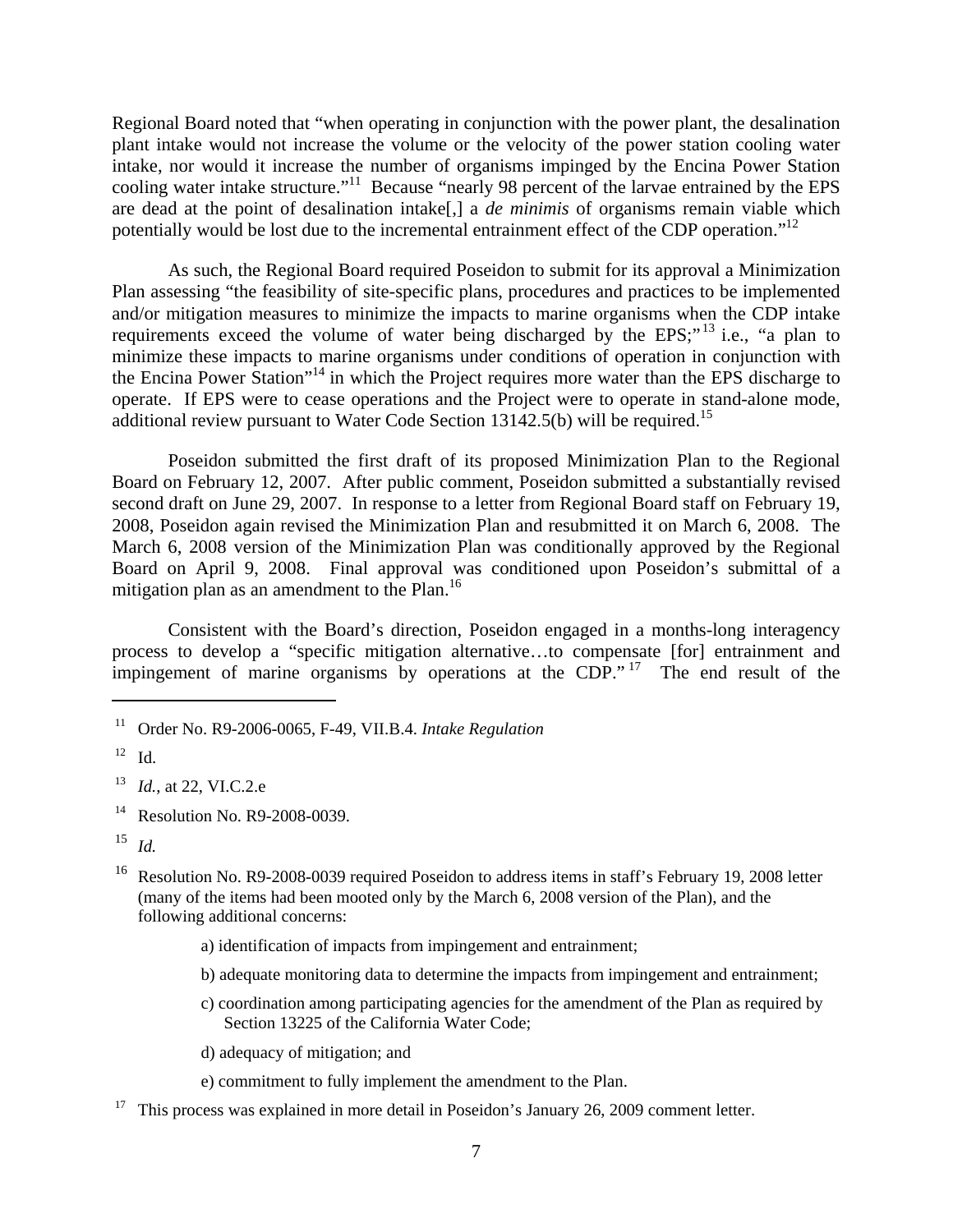Regional Board noted that "when operating in conjunction with the power plant, the desalination plant intake would not increase the volume or the velocity of the power station cooling water intake, nor would it increase the number of organisms impinged by the Encina Power Station cooling water intake structure."[11] Because "nearly 98 percent of the larvae entrained by the EPS are dead at the point of desalination intake[,] a *de minimis* of organisms remain viable which potentially would be lost due to the incremental entrainment effect of the CDP operation."[12]

As such, the Regional Board required Poseidon to submit for its approval a Minimization Plan assessing "the feasibility of site-specific plans, procedures and practices to be implemented and/or mitigation measures to minimize the impacts to marine organisms when the CDP intake requirements exceed the volume of water being discharged by the EPS;"[13] i.e., "a plan to minimize these impacts to marine organisms under conditions of operation in conjunction with the Encina Power Station"[14] in which the Project requires more water than the EPS discharge to operate. If EPS were to cease operations and the Project were to operate in stand-alone mode, additional review pursuant to Water Code Section 13142.5(b) will be required.[15]

Poseidon submitted the first draft of its proposed Minimization Plan to the Regional Board on February 12, 2007. After public comment, Poseidon submitted a substantially revised second draft on June 29, 2007. In response to a letter from Regional Board staff on February 19, 2008, Poseidon again revised the Minimization Plan and resubmitted it on March 6, 2008. The March 6, 2008 version of the Minimization Plan was conditionally approved by the Regional Board on April 9, 2008. Final approval was conditioned upon Poseidon's submittal of a mitigation plan as an amendment to the Plan.[16]

Consistent with the Board's direction, Poseidon engaged in a months-long interagency process to develop a "specific mitigation alternative…to compensate [for] entrainment and impingement of marine organisms by operations at the CDP."[17] The end result of the

---

[11] Order No. R9-2006-0065, F-49, VII.B.4. *Intake Regulation*

[12] Id.

[13] *Id.*, at 22, VI.C.2.e

[14] Resolution No. R9-2008-0039.

[15] *Id.*

[16] Resolution No. R9-2008-0039 required Poseidon to address items in staff's February 19, 2008 letter (many of the items had been mooted only by the March 6, 2008 version of the Plan), and the following additional concerns:

a) identification of impacts from impingement and entrainment;

b) adequate monitoring data to determine the impacts from impingement and entrainment;

c) coordination among participating agencies for the amendment of the Plan as required by Section 13225 of the California Water Code;

d) adequacy of mitigation; and

e) commitment to fully implement the amendment to the Plan.

[17] This process was explained in more detail in Poseidon's January 26, 2009 comment letter.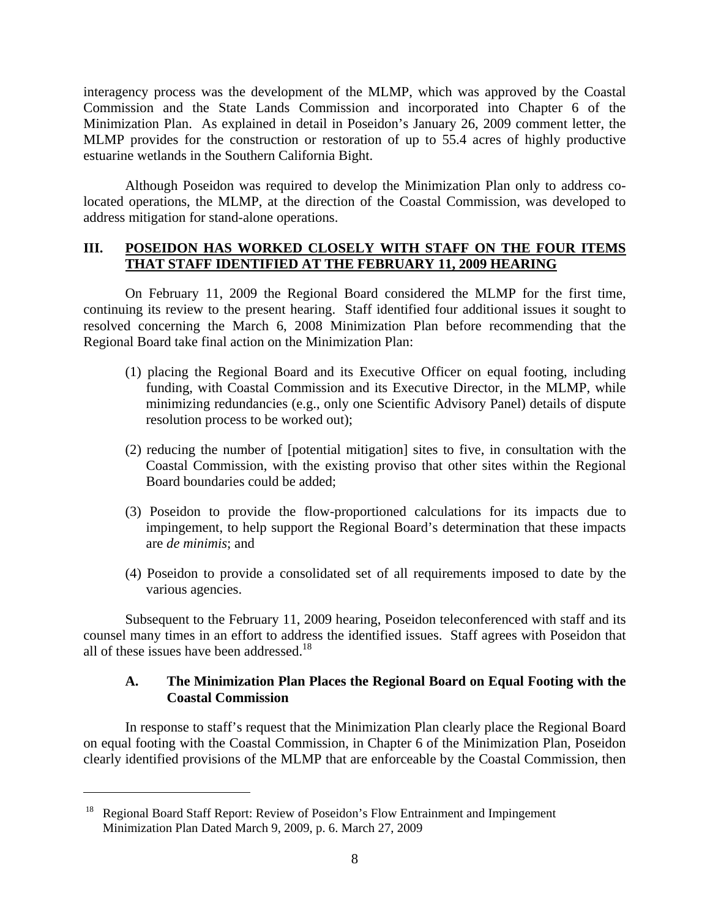interagency process was the development of the MLMP, which was approved by the Coastal Commission and the State Lands Commission and incorporated into Chapter 6 of the Minimization Plan. As explained in detail in Poseidon's January 26, 2009 comment letter, the MLMP provides for the construction or restoration of up to 55.4 acres of highly productive estuarine wetlands in the Southern California Bight.

Although Poseidon was required to develop the Minimization Plan only to address co-located operations, the MLMP, at the direction of the Coastal Commission, was developed to address mitigation for stand-alone operations.

## III. POSEIDON HAS WORKED CLOSELY WITH STAFF ON THE FOUR ITEMS THAT STAFF IDENTIFIED AT THE FEBRUARY 11, 2009 HEARING

On February 11, 2009 the Regional Board considered the MLMP for the first time, continuing its review to the present hearing. Staff identified four additional issues it sought to resolved concerning the March 6, 2008 Minimization Plan before recommending that the Regional Board take final action on the Minimization Plan:

(1) placing the Regional Board and its Executive Officer on equal footing, including funding, with Coastal Commission and its Executive Director, in the MLMP, while minimizing redundancies (e.g., only one Scientific Advisory Panel) details of dispute resolution process to be worked out);

(2) reducing the number of [potential mitigation] sites to five, in consultation with the Coastal Commission, with the existing proviso that other sites within the Regional Board boundaries could be added;

(3) Poseidon to provide the flow-proportioned calculations for its impacts due to impingement, to help support the Regional Board's determination that these impacts are *de minimis*; and

(4) Poseidon to provide a consolidated set of all requirements imposed to date by the various agencies.

Subsequent to the February 11, 2009 hearing, Poseidon teleconferenced with staff and its counsel many times in an effort to address the identified issues. Staff agrees with Poseidon that all of these issues have been addressed.[18]

### A. The Minimization Plan Places the Regional Board on Equal Footing with the Coastal Commission

In response to staff's request that the Minimization Plan clearly place the Regional Board on equal footing with the Coastal Commission, in Chapter 6 of the Minimization Plan, Poseidon clearly identified provisions of the MLMP that are enforceable by the Coastal Commission, then

---

[18] Regional Board Staff Report: Review of Poseidon's Flow Entrainment and Impingement Minimization Plan Dated March 9, 2009, p. 6. March 27, 2009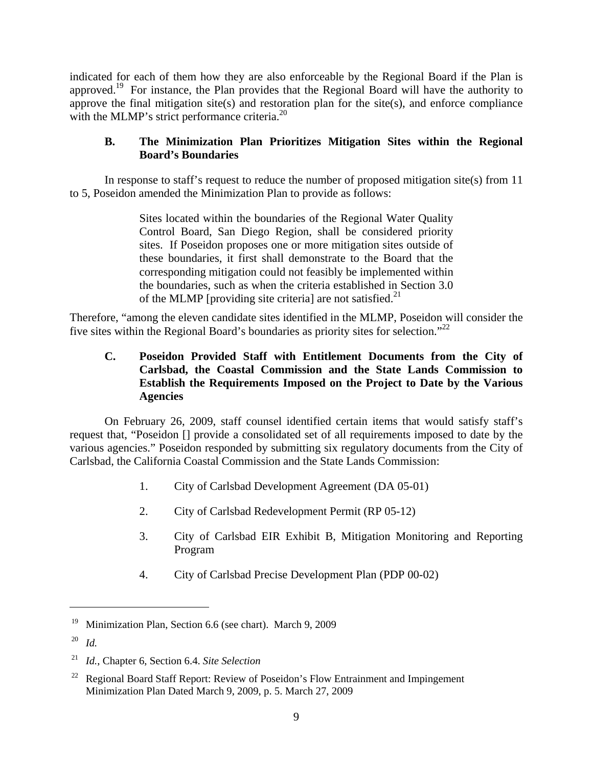indicated for each of them how they are also enforceable by the Regional Board if the Plan is approved.[19] For instance, the Plan provides that the Regional Board will have the authority to approve the final mitigation site(s) and restoration plan for the site(s), and enforce compliance with the MLMP's strict performance criteria.[20]

### B. The Minimization Plan Prioritizes Mitigation Sites within the Regional Board's Boundaries

In response to staff's request to reduce the number of proposed mitigation site(s) from 11 to 5, Poseidon amended the Minimization Plan to provide as follows:

> Sites located within the boundaries of the Regional Water Quality Control Board, San Diego Region, shall be considered priority sites. If Poseidon proposes one or more mitigation sites outside of these boundaries, it first shall demonstrate to the Board that the corresponding mitigation could not feasibly be implemented within the boundaries, such as when the criteria established in Section 3.0 of the MLMP [providing site criteria] are not satisfied.[21]

Therefore, "among the eleven candidate sites identified in the MLMP, Poseidon will consider the five sites within the Regional Board's boundaries as priority sites for selection."[22]

### C. Poseidon Provided Staff with Entitlement Documents from the City of Carlsbad, the Coastal Commission and the State Lands Commission to Establish the Requirements Imposed on the Project to Date by the Various Agencies

On February 26, 2009, staff counsel identified certain items that would satisfy staff's request that, "Poseidon [] provide a consolidated set of all requirements imposed to date by the various agencies." Poseidon responded by submitting six regulatory documents from the City of Carlsbad, the California Coastal Commission and the State Lands Commission:

1. City of Carlsbad Development Agreement (DA 05-01)
2. City of Carlsbad Redevelopment Permit (RP 05-12)
3. City of Carlsbad EIR Exhibit B, Mitigation Monitoring and Reporting Program
4. City of Carlsbad Precise Development Plan (PDP 00-02)

---

[19] Minimization Plan, Section 6.6 (see chart). March 9, 2009

[20] *Id.*

[21] *Id.*, Chapter 6, Section 6.4. *Site Selection*

[22] Regional Board Staff Report: Review of Poseidon's Flow Entrainment and Impingement Minimization Plan Dated March 9, 2009, p. 5. March 27, 2009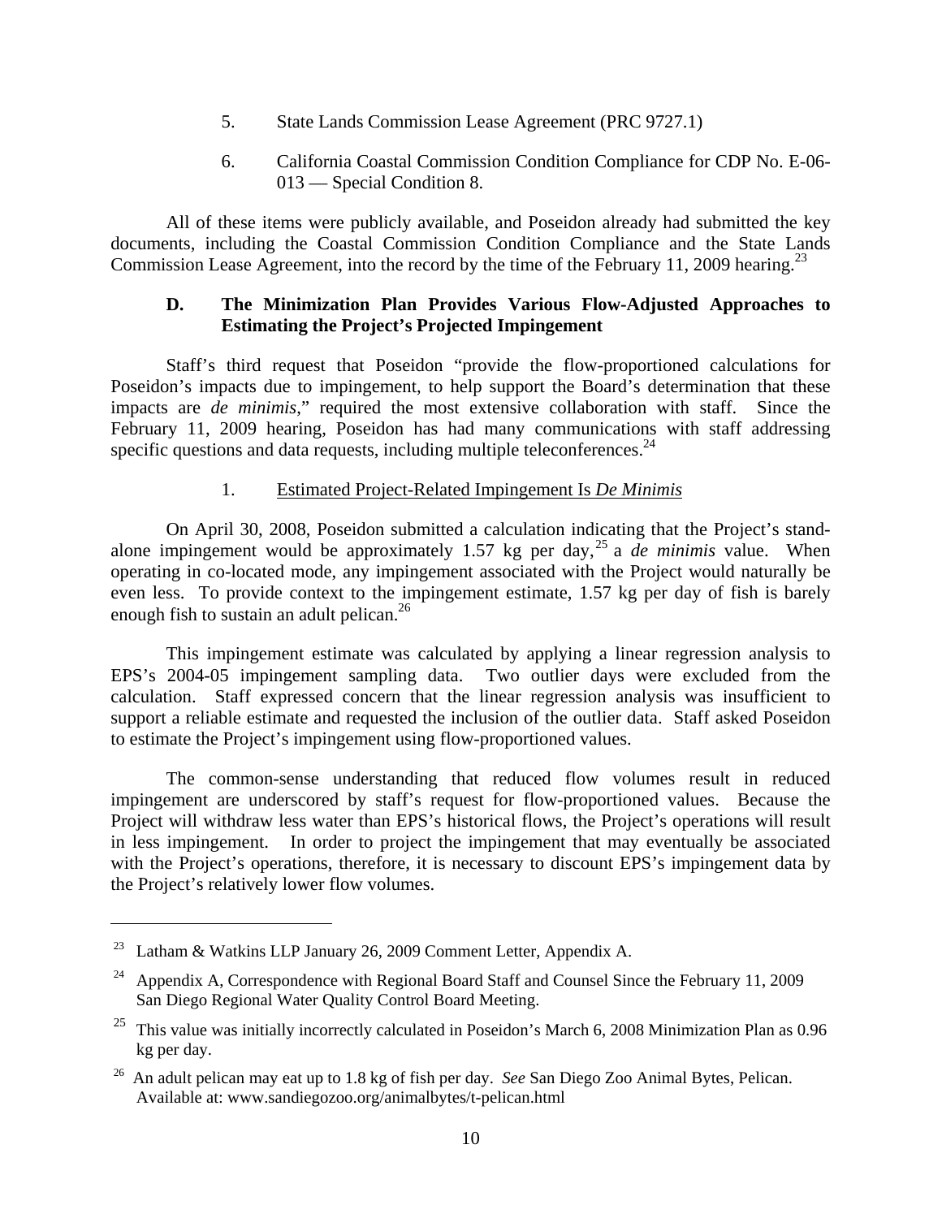5. State Lands Commission Lease Agreement (PRC 9727.1)

6. California Coastal Commission Condition Compliance for CDP No. E-06-013 — Special Condition 8.

All of these items were publicly available, and Poseidon already had submitted the key documents, including the Coastal Commission Condition Compliance and the State Lands Commission Lease Agreement, into the record by the time of the February 11, 2009 hearing.[23]

### D. The Minimization Plan Provides Various Flow-Adjusted Approaches to Estimating the Project's Projected Impingement

Staff's third request that Poseidon "provide the flow-proportioned calculations for Poseidon's impacts due to impingement, to help support the Board's determination that these impacts are *de minimis*," required the most extensive collaboration with staff. Since the February 11, 2009 hearing, Poseidon has had many communications with staff addressing specific questions and data requests, including multiple teleconferences.[24]

#### 1. Estimated Project-Related Impingement Is *De Minimis*

On April 30, 2008, Poseidon submitted a calculation indicating that the Project's stand-alone impingement would be approximately 1.57 kg per day,[25] a *de minimis* value. When operating in co-located mode, any impingement associated with the Project would naturally be even less. To provide context to the impingement estimate, 1.57 kg per day of fish is barely enough fish to sustain an adult pelican.[26]

This impingement estimate was calculated by applying a linear regression analysis to EPS's 2004-05 impingement sampling data. Two outlier days were excluded from the calculation. Staff expressed concern that the linear regression analysis was insufficient to support a reliable estimate and requested the inclusion of the outlier data. Staff asked Poseidon to estimate the Project's impingement using flow-proportioned values.

The common-sense understanding that reduced flow volumes result in reduced impingement are underscored by staff's request for flow-proportioned values. Because the Project will withdraw less water than EPS's historical flows, the Project's operations will result in less impingement. In order to project the impingement that may eventually be associated with the Project's operations, therefore, it is necessary to discount EPS's impingement data by the Project's relatively lower flow volumes.

---

[23] Latham & Watkins LLP January 26, 2009 Comment Letter, Appendix A.

[24] Appendix A, Correspondence with Regional Board Staff and Counsel Since the February 11, 2009 San Diego Regional Water Quality Control Board Meeting.

[25] This value was initially incorrectly calculated in Poseidon's March 6, 2008 Minimization Plan as 0.96 kg per day.

[26] An adult pelican may eat up to 1.8 kg of fish per day. *See* San Diego Zoo Animal Bytes, Pelican. Available at: www.sandiegozoo.org/animalbytes/t-pelican.html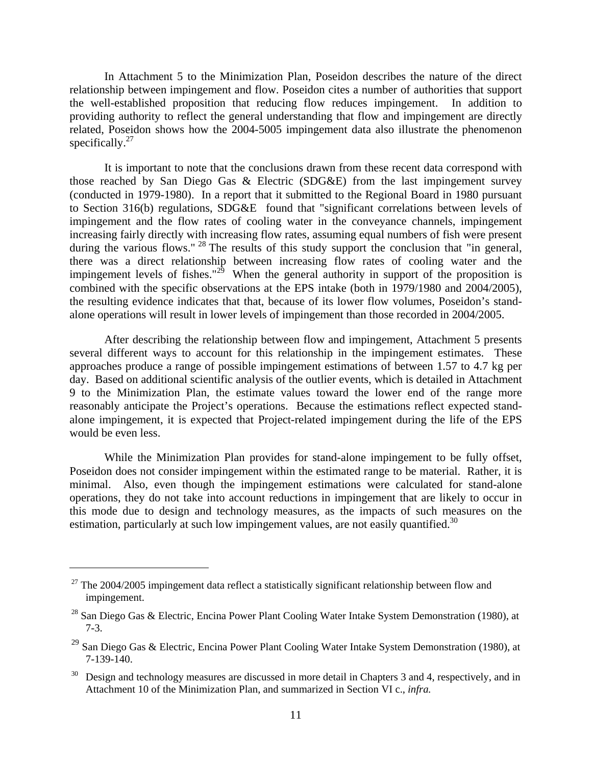In Attachment 5 to the Minimization Plan, Poseidon describes the nature of the direct relationship between impingement and flow. Poseidon cites a number of authorities that support the well-established proposition that reducing flow reduces impingement. In addition to providing authority to reflect the general understanding that flow and impingement are directly related, Poseidon shows how the 2004-5005 impingement data also illustrate the phenomenon specifically.[27]

It is important to note that the conclusions drawn from these recent data correspond with those reached by San Diego Gas & Electric (SDG&E) from the last impingement survey (conducted in 1979-1980). In a report that it submitted to the Regional Board in 1980 pursuant to Section 316(b) regulations, SDG&E found that "significant correlations between levels of impingement and the flow rates of cooling water in the conveyance channels, impingement increasing fairly directly with increasing flow rates, assuming equal numbers of fish were present during the various flows." [28] The results of this study support the conclusion that "in general, there was a direct relationship between increasing flow rates of cooling water and the impingement levels of fishes."[29] When the general authority in support of the proposition is combined with the specific observations at the EPS intake (both in 1979/1980 and 2004/2005), the resulting evidence indicates that that, because of its lower flow volumes, Poseidon's stand-alone operations will result in lower levels of impingement than those recorded in 2004/2005.

After describing the relationship between flow and impingement, Attachment 5 presents several different ways to account for this relationship in the impingement estimates. These approaches produce a range of possible impingement estimations of between 1.57 to 4.7 kg per day. Based on additional scientific analysis of the outlier events, which is detailed in Attachment 9 to the Minimization Plan, the estimate values toward the lower end of the range more reasonably anticipate the Project's operations. Because the estimations reflect expected stand-alone impingement, it is expected that Project-related impingement during the life of the EPS would be even less.

While the Minimization Plan provides for stand-alone impingement to be fully offset, Poseidon does not consider impingement within the estimated range to be material. Rather, it is minimal. Also, even though the impingement estimations were calculated for stand-alone operations, they do not take into account reductions in impingement that are likely to occur in this mode due to design and technology measures, as the impacts of such measures on the estimation, particularly at such low impingement values, are not easily quantified.[30]

---

[27] The 2004/2005 impingement data reflect a statistically significant relationship between flow and impingement.

[28] San Diego Gas & Electric, Encina Power Plant Cooling Water Intake System Demonstration (1980), at 7-3.

[29] San Diego Gas & Electric, Encina Power Plant Cooling Water Intake System Demonstration (1980), at 7-139-140.

[30] Design and technology measures are discussed in more detail in Chapters 3 and 4, respectively, and in Attachment 10 of the Minimization Plan, and summarized in Section VI c., *infra.*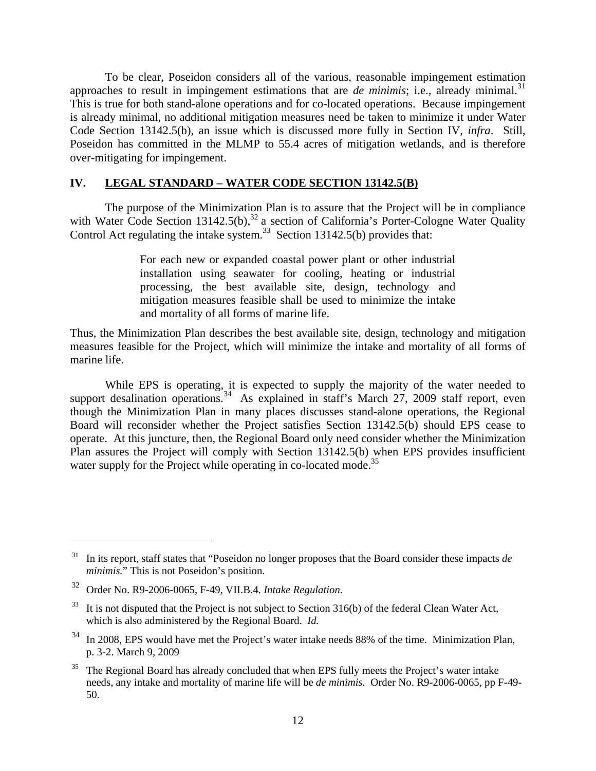To be clear, Poseidon considers all of the various, reasonable impingement estimation approaches to result in impingement estimations that are *de minimis*; i.e., already minimal.[31] This is true for both stand-alone operations and for co-located operations. Because impingement is already minimal, no additional mitigation measures need be taken to minimize it under Water Code Section 13142.5(b), an issue which is discussed more fully in Section IV, *infra*. Still, Poseidon has committed in the MLMP to 55.4 acres of mitigation wetlands, and is therefore over-mitigating for impingement.

## IV. LEGAL STANDARD – WATER CODE SECTION 13142.5(B)

The purpose of the Minimization Plan is to assure that the Project will be in compliance with Water Code Section 13142.5(b),[32] a section of California's Porter-Cologne Water Quality Control Act regulating the intake system.[33] Section 13142.5(b) provides that:

> For each new or expanded coastal power plant or other industrial installation using seawater for cooling, heating or industrial processing, the best available site, design, technology and mitigation measures feasible shall be used to minimize the intake and mortality of all forms of marine life.

Thus, the Minimization Plan describes the best available site, design, technology and mitigation measures feasible for the Project, which will minimize the intake and mortality of all forms of marine life.

While EPS is operating, it is expected to supply the majority of the water needed to support desalination operations.[34] As explained in staff's March 27, 2009 staff report, even though the Minimization Plan in many places discusses stand-alone operations, the Regional Board will reconsider whether the Project satisfies Section 13142.5(b) should EPS cease to operate. At this juncture, then, the Regional Board only need consider whether the Minimization Plan assures the Project will comply with Section 13142.5(b) when EPS provides insufficient water supply for the Project while operating in co-located mode.[35]

---

[31] In its report, staff states that "Poseidon no longer proposes that the Board consider these impacts *de minimis.*" This is not Poseidon's position.

[32] Order No. R9-2006-0065, F-49, VII.B.4. *Intake Regulation.*

[33] It is not disputed that the Project is not subject to Section 316(b) of the federal Clean Water Act, which is also administered by the Regional Board. *Id.*

[34] In 2008, EPS would have met the Project's water intake needs 88% of the time. Minimization Plan, p. 3-2. March 9, 2009

[35] The Regional Board has already concluded that when EPS fully meets the Project's water intake needs, any intake and mortality of marine life will be *de minimis.* Order No. R9-2006-0065, pp F-49-50.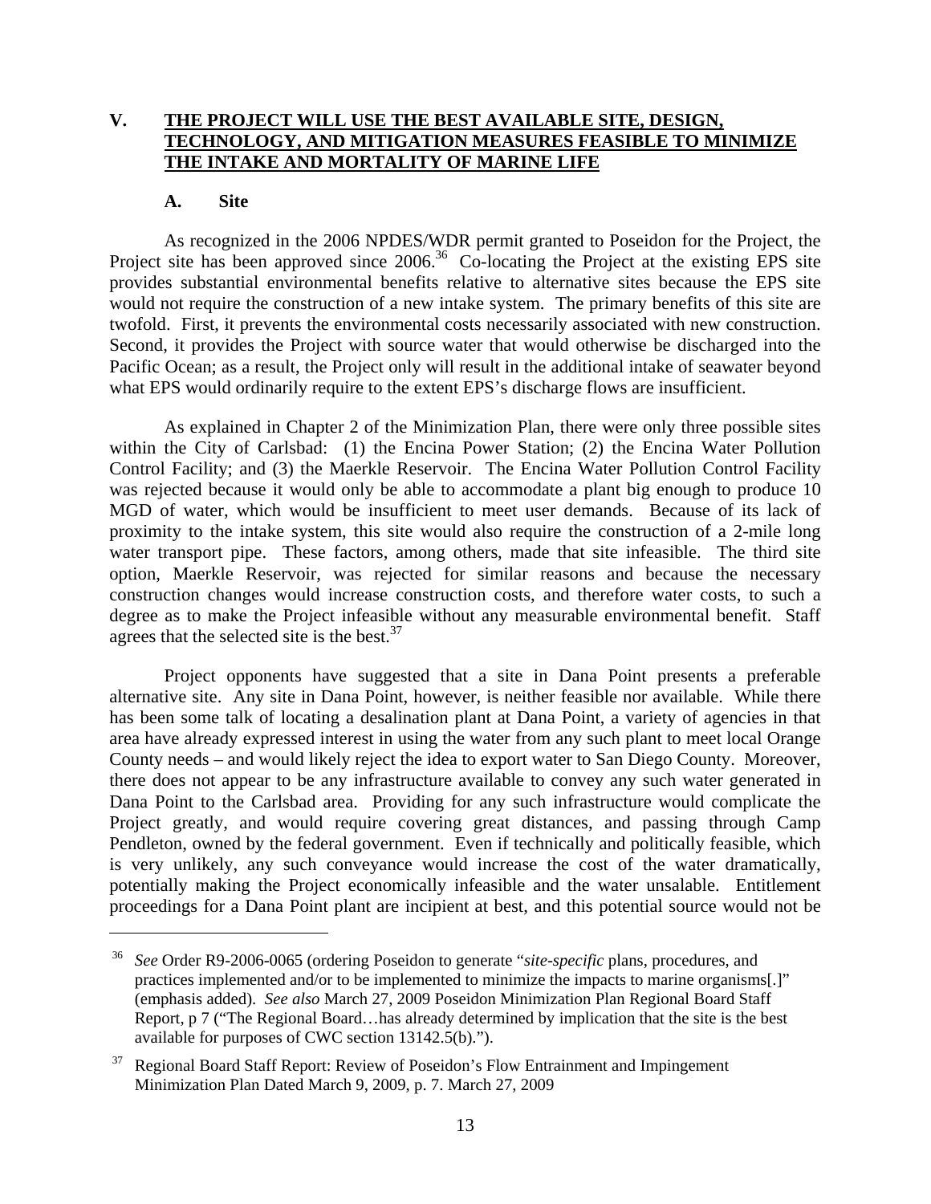## V. THE PROJECT WILL USE THE BEST AVAILABLE SITE, DESIGN, TECHNOLOGY, AND MITIGATION MEASURES FEASIBLE TO MINIMIZE THE INTAKE AND MORTALITY OF MARINE LIFE

### A. Site

As recognized in the 2006 NPDES/WDR permit granted to Poseidon for the Project, the Project site has been approved since 2006.[36] Co-locating the Project at the existing EPS site provides substantial environmental benefits relative to alternative sites because the EPS site would not require the construction of a new intake system. The primary benefits of this site are twofold. First, it prevents the environmental costs necessarily associated with new construction. Second, it provides the Project with source water that would otherwise be discharged into the Pacific Ocean; as a result, the Project only will result in the additional intake of seawater beyond what EPS would ordinarily require to the extent EPS's discharge flows are insufficient.

As explained in Chapter 2 of the Minimization Plan, there were only three possible sites within the City of Carlsbad: (1) the Encina Power Station; (2) the Encina Water Pollution Control Facility; and (3) the Maerkle Reservoir. The Encina Water Pollution Control Facility was rejected because it would only be able to accommodate a plant big enough to produce 10 MGD of water, which would be insufficient to meet user demands. Because of its lack of proximity to the intake system, this site would also require the construction of a 2-mile long water transport pipe. These factors, among others, made that site infeasible. The third site option, Maerkle Reservoir, was rejected for similar reasons and because the necessary construction changes would increase construction costs, and therefore water costs, to such a degree as to make the Project infeasible without any measurable environmental benefit. Staff agrees that the selected site is the best.[37]

Project opponents have suggested that a site in Dana Point presents a preferable alternative site. Any site in Dana Point, however, is neither feasible nor available. While there has been some talk of locating a desalination plant at Dana Point, a variety of agencies in that area have already expressed interest in using the water from any such plant to meet local Orange County needs – and would likely reject the idea to export water to San Diego County. Moreover, there does not appear to be any infrastructure available to convey any such water generated in Dana Point to the Carlsbad area. Providing for any such infrastructure would complicate the Project greatly, and would require covering great distances, and passing through Camp Pendleton, owned by the federal government. Even if technically and politically feasible, which is very unlikely, any such conveyance would increase the cost of the water dramatically, potentially making the Project economically infeasible and the water unsalable. Entitlement proceedings for a Dana Point plant are incipient at best, and this potential source would not be

---

[36] *See* Order R9-2006-0065 (ordering Poseidon to generate "*site-specific* plans, procedures, and practices implemented and/or to be implemented to minimize the impacts to marine organisms[.]" (emphasis added). *See also* March 27, 2009 Poseidon Minimization Plan Regional Board Staff Report, p 7 ("The Regional Board…has already determined by implication that the site is the best available for purposes of CWC section 13142.5(b).").

[37] Regional Board Staff Report: Review of Poseidon's Flow Entrainment and Impingement Minimization Plan Dated March 9, 2009, p. 7. March 27, 2009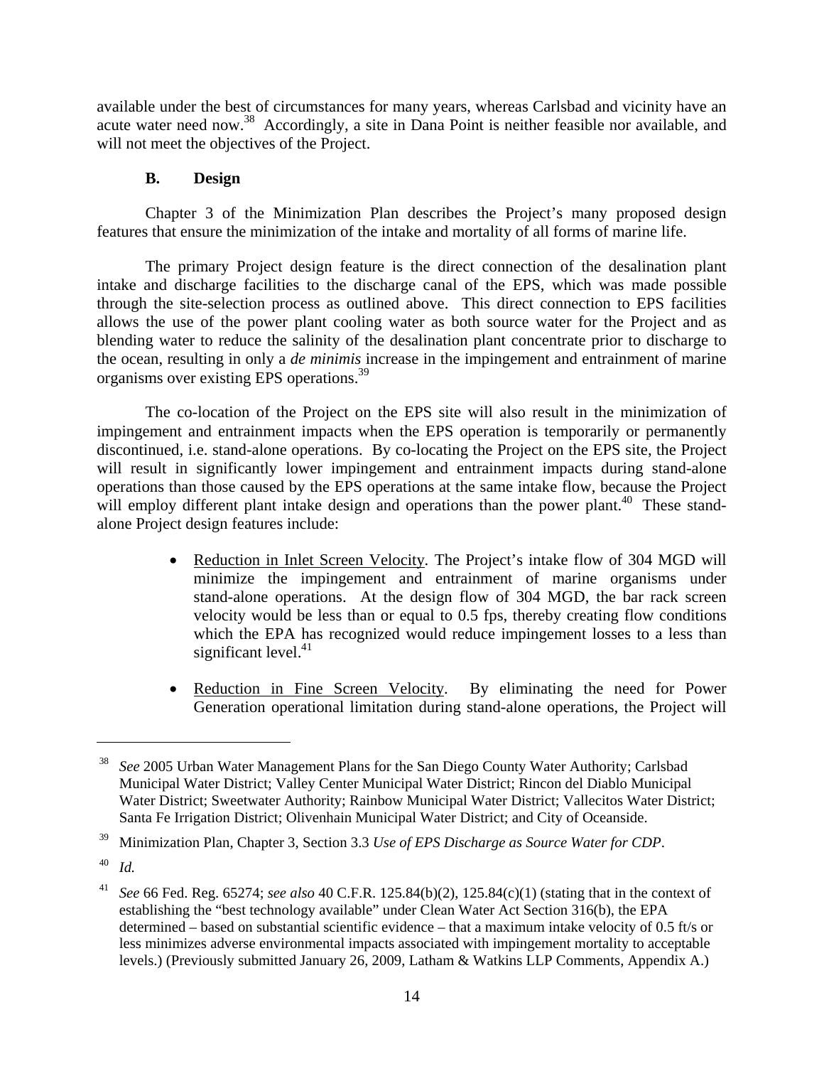available under the best of circumstances for many years, whereas Carlsbad and vicinity have an acute water need now.[38] Accordingly, a site in Dana Point is neither feasible nor available, and will not meet the objectives of the Project.

### B. Design

Chapter 3 of the Minimization Plan describes the Project's many proposed design features that ensure the minimization of the intake and mortality of all forms of marine life.

The primary Project design feature is the direct connection of the desalination plant intake and discharge facilities to the discharge canal of the EPS, which was made possible through the site-selection process as outlined above. This direct connection to EPS facilities allows the use of the power plant cooling water as both source water for the Project and as blending water to reduce the salinity of the desalination plant concentrate prior to discharge to the ocean, resulting in only a *de minimis* increase in the impingement and entrainment of marine organisms over existing EPS operations.[39]

The co-location of the Project on the EPS site will also result in the minimization of impingement and entrainment impacts when the EPS operation is temporarily or permanently discontinued, i.e. stand-alone operations. By co-locating the Project on the EPS site, the Project will result in significantly lower impingement and entrainment impacts during stand-alone operations than those caused by the EPS operations at the same intake flow, because the Project will employ different plant intake design and operations than the power plant.[40] These stand-alone Project design features include:

- <u>Reduction in Inlet Screen Velocity</u>. The Project's intake flow of 304 MGD will minimize the impingement and entrainment of marine organisms under stand-alone operations. At the design flow of 304 MGD, the bar rack screen velocity would be less than or equal to 0.5 fps, thereby creating flow conditions which the EPA has recognized would reduce impingement losses to a less than significant level.[41]

- <u>Reduction in Fine Screen Velocity</u>. By eliminating the need for Power Generation operational limitation during stand-alone operations, the Project will

---

[38] *See* 2005 Urban Water Management Plans for the San Diego County Water Authority; Carlsbad Municipal Water District; Valley Center Municipal Water District; Rincon del Diablo Municipal Water District; Sweetwater Authority; Rainbow Municipal Water District; Vallecitos Water District; Santa Fe Irrigation District; Olivenhain Municipal Water District; and City of Oceanside.

[39] Minimization Plan, Chapter 3, Section 3.3 *Use of EPS Discharge as Source Water for CDP*.

[40] *Id.*

[41] *See* 66 Fed. Reg. 65274; *see also* 40 C.F.R. 125.84(b)(2), 125.84(c)(1) (stating that in the context of establishing the "best technology available" under Clean Water Act Section 316(b), the EPA determined – based on substantial scientific evidence – that a maximum intake velocity of 0.5 ft/s or less minimizes adverse environmental impacts associated with impingement mortality to acceptable levels.) (Previously submitted January 26, 2009, Latham & Watkins LLP Comments, Appendix A.)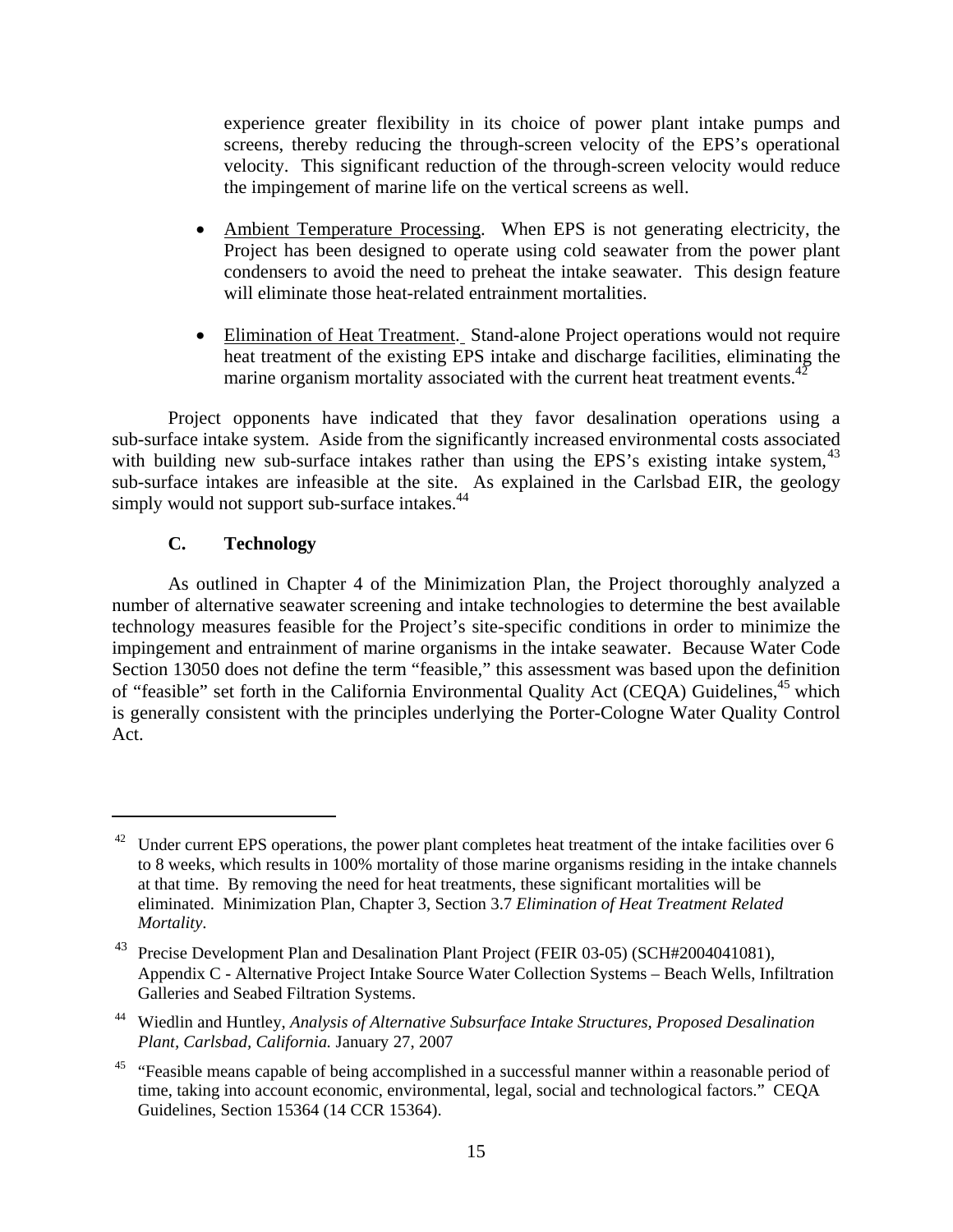experience greater flexibility in its choice of power plant intake pumps and screens, thereby reducing the through-screen velocity of the EPS's operational velocity. This significant reduction of the through-screen velocity would reduce the impingement of marine life on the vertical screens as well.

- Ambient Temperature Processing. When EPS is not generating electricity, the Project has been designed to operate using cold seawater from the power plant condensers to avoid the need to preheat the intake seawater. This design feature will eliminate those heat-related entrainment mortalities.

- Elimination of Heat Treatment. Stand-alone Project operations would not require heat treatment of the existing EPS intake and discharge facilities, eliminating the marine organism mortality associated with the current heat treatment events.[42]

Project opponents have indicated that they favor desalination operations using a sub-surface intake system. Aside from the significantly increased environmental costs associated with building new sub-surface intakes rather than using the EPS's existing intake system,[43] sub-surface intakes are infeasible at the site. As explained in the Carlsbad EIR, the geology simply would not support sub-surface intakes.[44]

### C. Technology

As outlined in Chapter 4 of the Minimization Plan, the Project thoroughly analyzed a number of alternative seawater screening and intake technologies to determine the best available technology measures feasible for the Project's site-specific conditions in order to minimize the impingement and entrainment of marine organisms in the intake seawater. Because Water Code Section 13050 does not define the term "feasible," this assessment was based upon the definition of "feasible" set forth in the California Environmental Quality Act (CEQA) Guidelines,[45] which is generally consistent with the principles underlying the Porter-Cologne Water Quality Control Act.

---

[42] Under current EPS operations, the power plant completes heat treatment of the intake facilities over 6 to 8 weeks, which results in 100% mortality of those marine organisms residing in the intake channels at that time. By removing the need for heat treatments, these significant mortalities will be eliminated. Minimization Plan, Chapter 3, Section 3.7 *Elimination of Heat Treatment Related Mortality*.

[43] Precise Development Plan and Desalination Plant Project (FEIR 03-05) (SCH#2004041081), Appendix C - Alternative Project Intake Source Water Collection Systems – Beach Wells, Infiltration Galleries and Seabed Filtration Systems.

[44] Wiedlin and Huntley, *Analysis of Alternative Subsurface Intake Structures, Proposed Desalination Plant, Carlsbad, California.* January 27, 2007

[45] "Feasible means capable of being accomplished in a successful manner within a reasonable period of time, taking into account economic, environmental, legal, social and technological factors." CEQA Guidelines, Section 15364 (14 CCR 15364).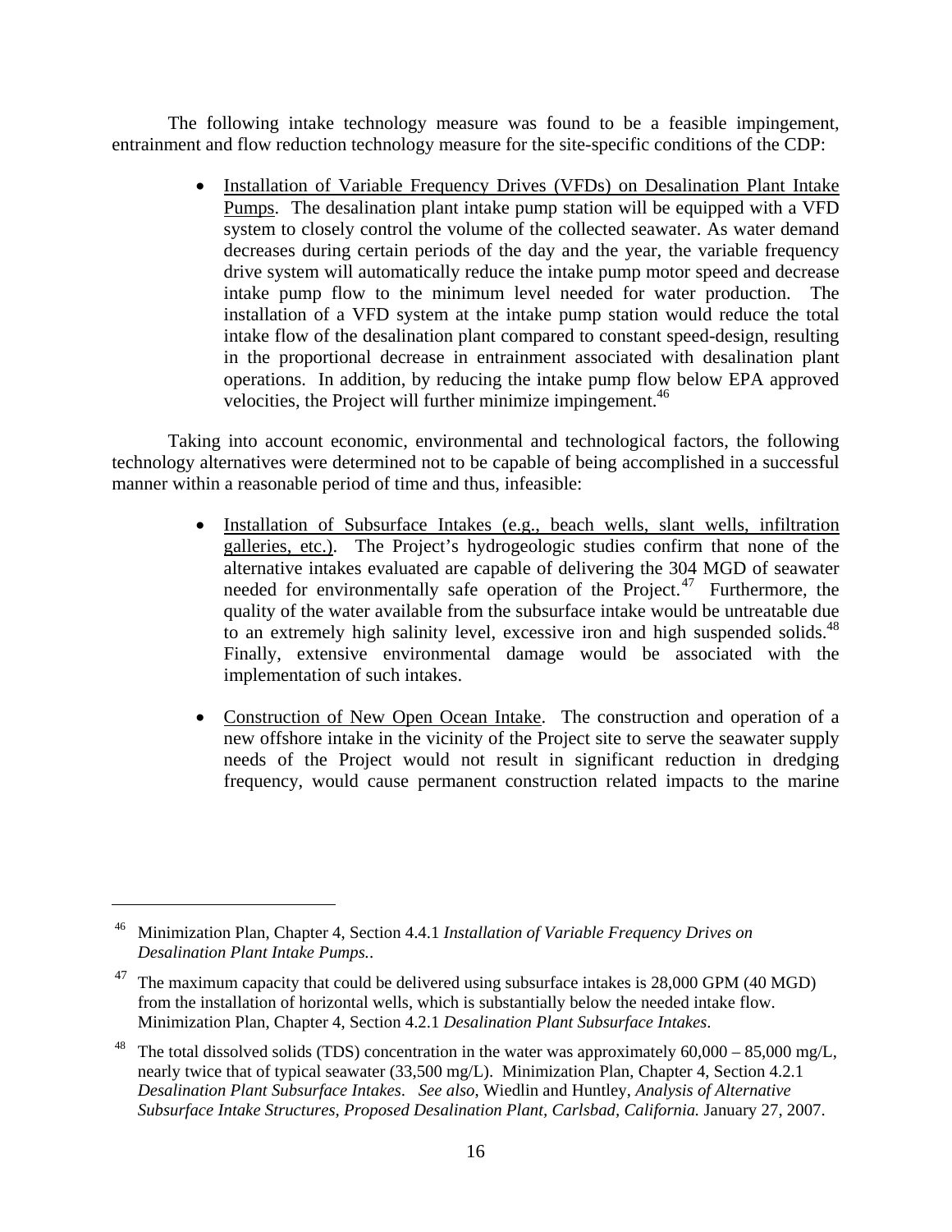The following intake technology measure was found to be a feasible impingement, entrainment and flow reduction technology measure for the site-specific conditions of the CDP:

- Installation of Variable Frequency Drives (VFDs) on Desalination Plant Intake Pumps. The desalination plant intake pump station will be equipped with a VFD system to closely control the volume of the collected seawater. As water demand decreases during certain periods of the day and the year, the variable frequency drive system will automatically reduce the intake pump motor speed and decrease intake pump flow to the minimum level needed for water production. The installation of a VFD system at the intake pump station would reduce the total intake flow of the desalination plant compared to constant speed-design, resulting in the proportional decrease in entrainment associated with desalination plant operations. In addition, by reducing the intake pump flow below EPA approved velocities, the Project will further minimize impingement.[46]

Taking into account economic, environmental and technological factors, the following technology alternatives were determined not to be capable of being accomplished in a successful manner within a reasonable period of time and thus, infeasible:

- Installation of Subsurface Intakes (e.g., beach wells, slant wells, infiltration galleries, etc.). The Project's hydrogeologic studies confirm that none of the alternative intakes evaluated are capable of delivering the 304 MGD of seawater needed for environmentally safe operation of the Project.[47] Furthermore, the quality of the water available from the subsurface intake would be untreatable due to an extremely high salinity level, excessive iron and high suspended solids.[48] Finally, extensive environmental damage would be associated with the implementation of such intakes.

- Construction of New Open Ocean Intake. The construction and operation of a new offshore intake in the vicinity of the Project site to serve the seawater supply needs of the Project would not result in significant reduction in dredging frequency, would cause permanent construction related impacts to the marine

---

[46] Minimization Plan, Chapter 4, Section 4.4.1 *Installation of Variable Frequency Drives on Desalination Plant Intake Pumps.*.

[47] The maximum capacity that could be delivered using subsurface intakes is 28,000 GPM (40 MGD) from the installation of horizontal wells, which is substantially below the needed intake flow. Minimization Plan, Chapter 4, Section 4.2.1 *Desalination Plant Subsurface Intakes*.

[48] The total dissolved solids (TDS) concentration in the water was approximately 60,000 – 85,000 mg/L, nearly twice that of typical seawater (33,500 mg/L). Minimization Plan, Chapter 4, Section 4.2.1 *Desalination Plant Subsurface Intakes*. *See also*, Wiedlin and Huntley, *Analysis of Alternative Subsurface Intake Structures, Proposed Desalination Plant, Carlsbad, California.* January 27, 2007.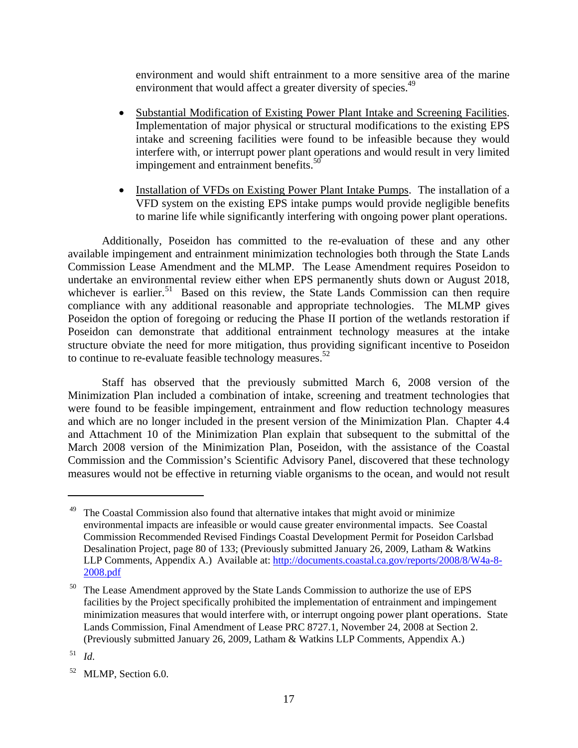environment and would shift entrainment to a more sensitive area of the marine environment that would affect a greater diversity of species.[49]

- Substantial Modification of Existing Power Plant Intake and Screening Facilities. Implementation of major physical or structural modifications to the existing EPS intake and screening facilities were found to be infeasible because they would interfere with, or interrupt power plant operations and would result in very limited impingement and entrainment benefits.[50]

- Installation of VFDs on Existing Power Plant Intake Pumps. The installation of a VFD system on the existing EPS intake pumps would provide negligible benefits to marine life while significantly interfering with ongoing power plant operations.

Additionally, Poseidon has committed to the re-evaluation of these and any other available impingement and entrainment minimization technologies both through the State Lands Commission Lease Amendment and the MLMP. The Lease Amendment requires Poseidon to undertake an environmental review either when EPS permanently shuts down or August 2018, whichever is earlier.[51] Based on this review, the State Lands Commission can then require compliance with any additional reasonable and appropriate technologies. The MLMP gives Poseidon the option of foregoing or reducing the Phase II portion of the wetlands restoration if Poseidon can demonstrate that additional entrainment technology measures at the intake structure obviate the need for more mitigation, thus providing significant incentive to Poseidon to continue to re-evaluate feasible technology measures.[52]

Staff has observed that the previously submitted March 6, 2008 version of the Minimization Plan included a combination of intake, screening and treatment technologies that were found to be feasible impingement, entrainment and flow reduction technology measures and which are no longer included in the present version of the Minimization Plan. Chapter 4.4 and Attachment 10 of the Minimization Plan explain that subsequent to the submittal of the March 2008 version of the Minimization Plan, Poseidon, with the assistance of the Coastal Commission and the Commission's Scientific Advisory Panel, discovered that these technology measures would not be effective in returning viable organisms to the ocean, and would not result

---

[49] The Coastal Commission also found that alternative intakes that might avoid or minimize environmental impacts are infeasible or would cause greater environmental impacts. See Coastal Commission Recommended Revised Findings Coastal Development Permit for Poseidon Carlsbad Desalination Project, page 80 of 133; (Previously submitted January 26, 2009, Latham & Watkins LLP Comments, Appendix A.) Available at: http://documents.coastal.ca.gov/reports/2008/8/W4a-8-2008.pdf

[50] The Lease Amendment approved by the State Lands Commission to authorize the use of EPS facilities by the Project specifically prohibited the implementation of entrainment and impingement minimization measures that would interfere with, or interrupt ongoing power plant operations. State Lands Commission, Final Amendment of Lease PRC 8727.1, November 24, 2008 at Section 2. (Previously submitted January 26, 2009, Latham & Watkins LLP Comments, Appendix A.)

[51] *Id.*

[52] MLMP, Section 6.0.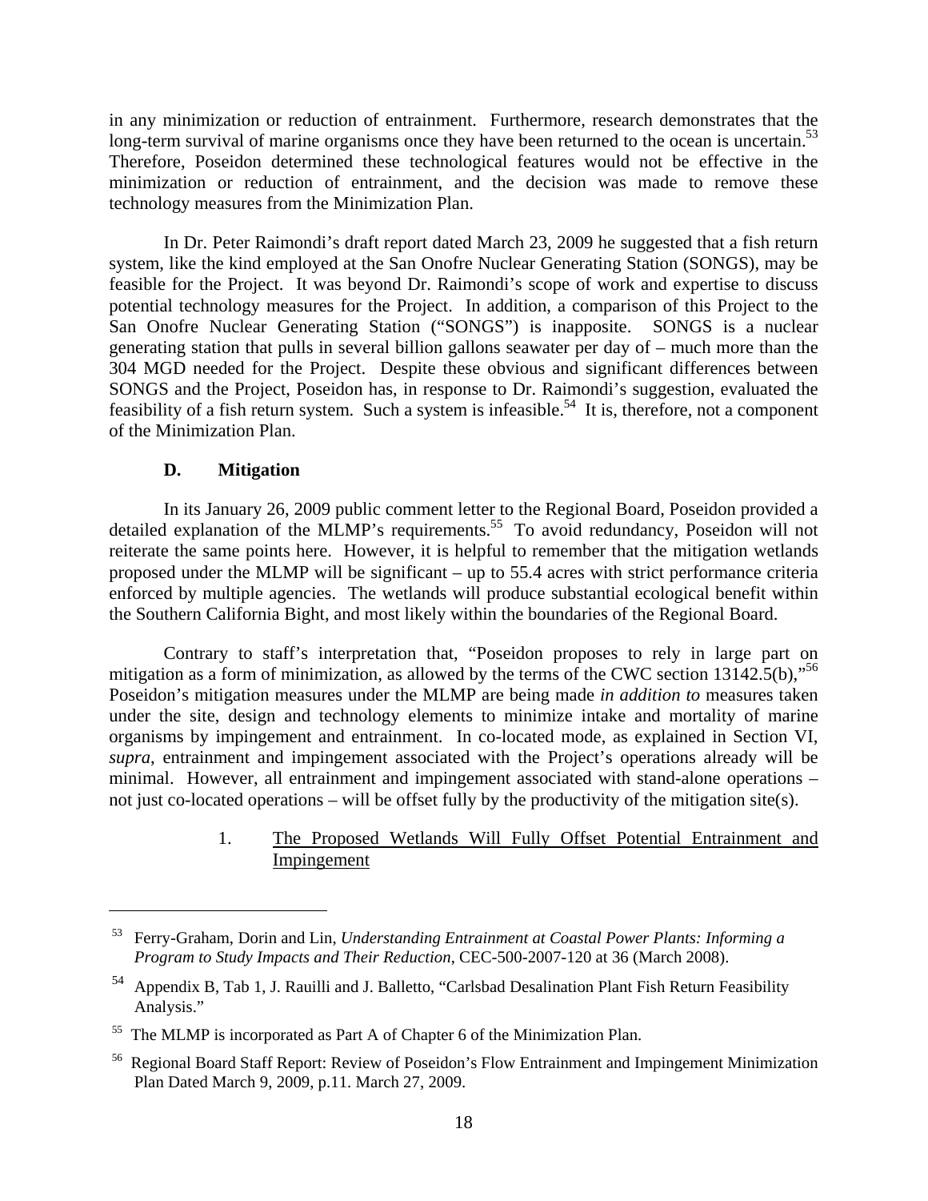in any minimization or reduction of entrainment. Furthermore, research demonstrates that the long-term survival of marine organisms once they have been returned to the ocean is uncertain.[53] Therefore, Poseidon determined these technological features would not be effective in the minimization or reduction of entrainment, and the decision was made to remove these technology measures from the Minimization Plan.

In Dr. Peter Raimondi's draft report dated March 23, 2009 he suggested that a fish return system, like the kind employed at the San Onofre Nuclear Generating Station (SONGS), may be feasible for the Project. It was beyond Dr. Raimondi's scope of work and expertise to discuss potential technology measures for the Project. In addition, a comparison of this Project to the San Onofre Nuclear Generating Station ("SONGS") is inapposite. SONGS is a nuclear generating station that pulls in several billion gallons seawater per day of – much more than the 304 MGD needed for the Project. Despite these obvious and significant differences between SONGS and the Project, Poseidon has, in response to Dr. Raimondi's suggestion, evaluated the feasibility of a fish return system. Such a system is infeasible.[54] It is, therefore, not a component of the Minimization Plan.

### D. Mitigation

In its January 26, 2009 public comment letter to the Regional Board, Poseidon provided a detailed explanation of the MLMP's requirements.[55] To avoid redundancy, Poseidon will not reiterate the same points here. However, it is helpful to remember that the mitigation wetlands proposed under the MLMP will be significant – up to 55.4 acres with strict performance criteria enforced by multiple agencies. The wetlands will produce substantial ecological benefit within the Southern California Bight, and most likely within the boundaries of the Regional Board.

Contrary to staff's interpretation that, "Poseidon proposes to rely in large part on mitigation as a form of minimization, as allowed by the terms of the CWC section 13142.5(b),"[56] Poseidon's mitigation measures under the MLMP are being made *in addition to* measures taken under the site, design and technology elements to minimize intake and mortality of marine organisms by impingement and entrainment. In co-located mode, as explained in Section VI, *supra*, entrainment and impingement associated with the Project's operations already will be minimal. However, all entrainment and impingement associated with stand-alone operations – not just co-located operations – will be offset fully by the productivity of the mitigation site(s).

#### 1. The Proposed Wetlands Will Fully Offset Potential Entrainment and Impingement

---

53 Ferry-Graham, Dorin and Lin, *Understanding Entrainment at Coastal Power Plants: Informing a Program to Study Impacts and Their Reduction*, CEC-500-2007-120 at 36 (March 2008).

54 Appendix B, Tab 1, J. Rauilli and J. Balletto, "Carlsbad Desalination Plant Fish Return Feasibility Analysis."

55 The MLMP is incorporated as Part A of Chapter 6 of the Minimization Plan.

56 Regional Board Staff Report: Review of Poseidon's Flow Entrainment and Impingement Minimization Plan Dated March 9, 2009, p.11. March 27, 2009.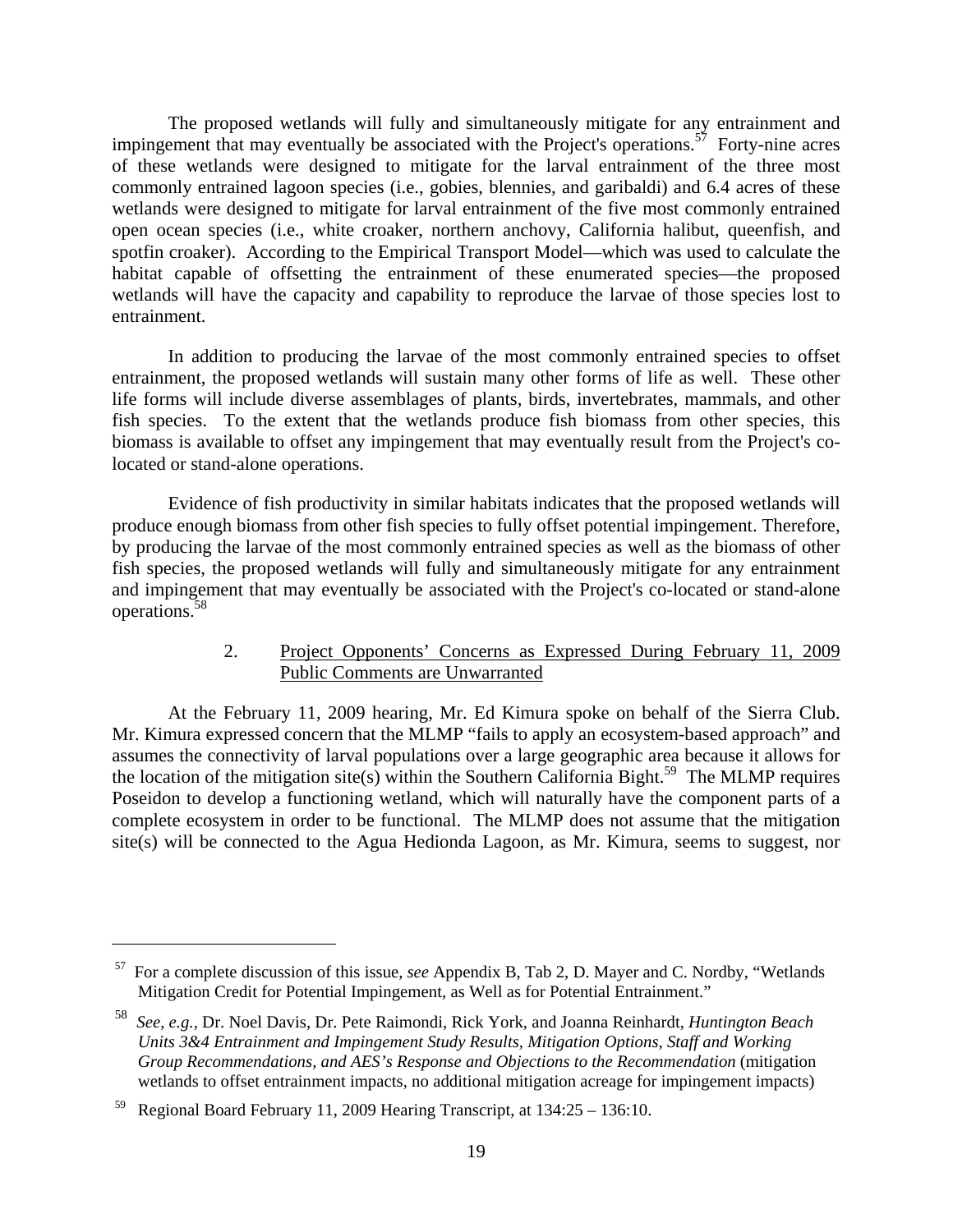The proposed wetlands will fully and simultaneously mitigate for any entrainment and impingement that may eventually be associated with the Project's operations.[57] Forty-nine acres of these wetlands were designed to mitigate for the larval entrainment of the three most commonly entrained lagoon species (i.e., gobies, blennies, and garibaldi) and 6.4 acres of these wetlands were designed to mitigate for larval entrainment of the five most commonly entrained open ocean species (i.e., white croaker, northern anchovy, California halibut, queenfish, and spotfin croaker). According to the Empirical Transport Model—which was used to calculate the habitat capable of offsetting the entrainment of these enumerated species—the proposed wetlands will have the capacity and capability to reproduce the larvae of those species lost to entrainment.

In addition to producing the larvae of the most commonly entrained species to offset entrainment, the proposed wetlands will sustain many other forms of life as well. These other life forms will include diverse assemblages of plants, birds, invertebrates, mammals, and other fish species. To the extent that the wetlands produce fish biomass from other species, this biomass is available to offset any impingement that may eventually result from the Project's co-located or stand-alone operations.

Evidence of fish productivity in similar habitats indicates that the proposed wetlands will produce enough biomass from other fish species to fully offset potential impingement. Therefore, by producing the larvae of the most commonly entrained species as well as the biomass of other fish species, the proposed wetlands will fully and simultaneously mitigate for any entrainment and impingement that may eventually be associated with the Project's co-located or stand-alone operations.[58]

### 2. Project Opponents' Concerns as Expressed During February 11, 2009 Public Comments are Unwarranted

At the February 11, 2009 hearing, Mr. Ed Kimura spoke on behalf of the Sierra Club. Mr. Kimura expressed concern that the MLMP "fails to apply an ecosystem-based approach" and assumes the connectivity of larval populations over a large geographic area because it allows for the location of the mitigation site(s) within the Southern California Bight.[59] The MLMP requires Poseidon to develop a functioning wetland, which will naturally have the component parts of a complete ecosystem in order to be functional. The MLMP does not assume that the mitigation site(s) will be connected to the Agua Hedionda Lagoon, as Mr. Kimura, seems to suggest, nor

---

[57] For a complete discussion of this issue, *see* Appendix B, Tab 2, D. Mayer and C. Nordby, "Wetlands Mitigation Credit for Potential Impingement, as Well as for Potential Entrainment."

[58] *See, e.g.*, Dr. Noel Davis, Dr. Pete Raimondi, Rick York, and Joanna Reinhardt, *Huntington Beach Units 3&4 Entrainment and Impingement Study Results, Mitigation Options, Staff and Working Group Recommendations, and AES's Response and Objections to the Recommendation* (mitigation wetlands to offset entrainment impacts, no additional mitigation acreage for impingement impacts)

[59] Regional Board February 11, 2009 Hearing Transcript, at 134:25 – 136:10.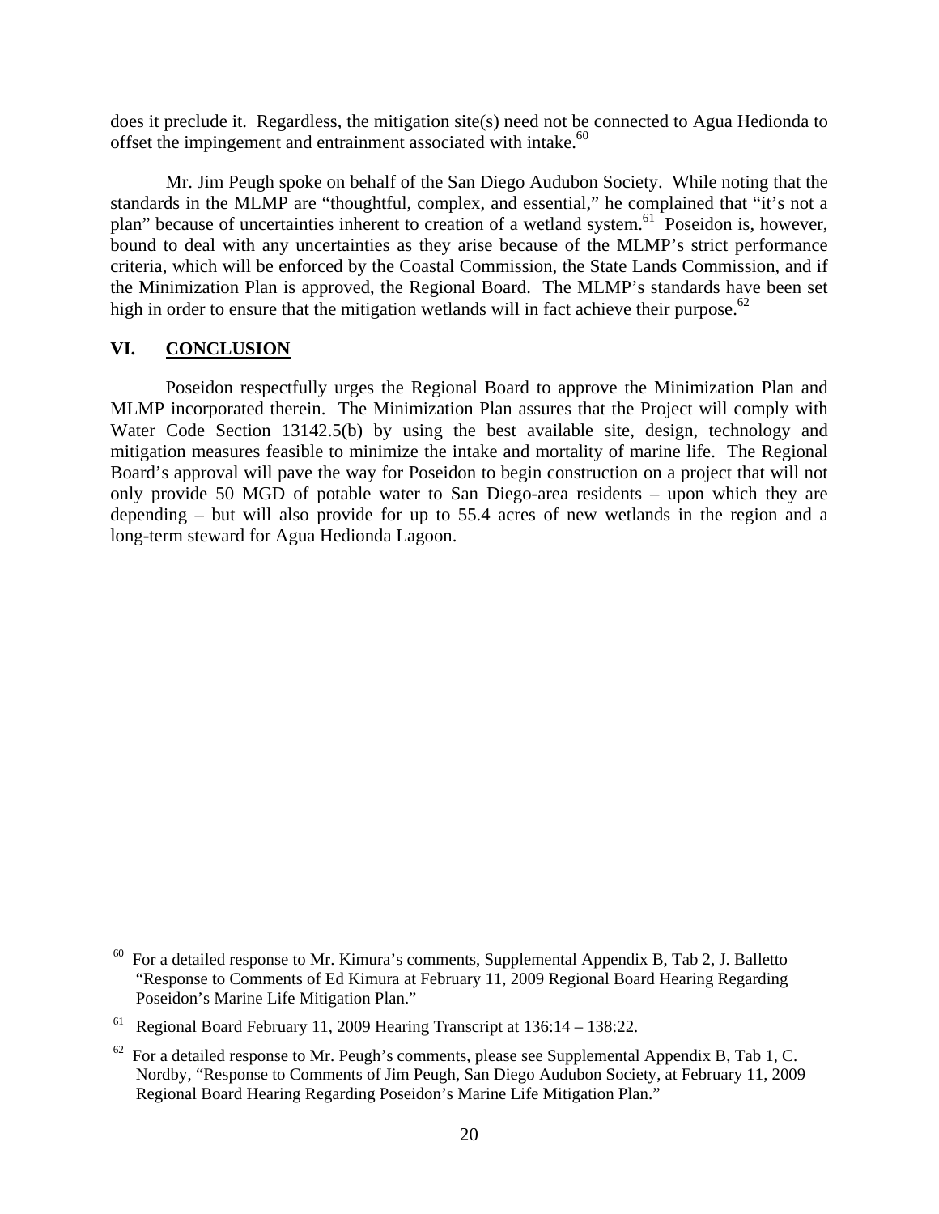does it preclude it. Regardless, the mitigation site(s) need not be connected to Agua Hedionda to offset the impingement and entrainment associated with intake.[60]

Mr. Jim Peugh spoke on behalf of the San Diego Audubon Society. While noting that the standards in the MLMP are "thoughtful, complex, and essential," he complained that "it's not a plan" because of uncertainties inherent to creation of a wetland system.[61] Poseidon is, however, bound to deal with any uncertainties as they arise because of the MLMP's strict performance criteria, which will be enforced by the Coastal Commission, the State Lands Commission, and if the Minimization Plan is approved, the Regional Board. The MLMP's standards have been set high in order to ensure that the mitigation wetlands will in fact achieve their purpose.[62]

## VI. CONCLUSION

Poseidon respectfully urges the Regional Board to approve the Minimization Plan and MLMP incorporated therein. The Minimization Plan assures that the Project will comply with Water Code Section 13142.5(b) by using the best available site, design, technology and mitigation measures feasible to minimize the intake and mortality of marine life. The Regional Board's approval will pave the way for Poseidon to begin construction on a project that will not only provide 50 MGD of potable water to San Diego-area residents – upon which they are depending – but will also provide for up to 55.4 acres of new wetlands in the region and a long-term steward for Agua Hedionda Lagoon.

---

[60] For a detailed response to Mr. Kimura's comments, Supplemental Appendix B, Tab 2, J. Balletto "Response to Comments of Ed Kimura at February 11, 2009 Regional Board Hearing Regarding Poseidon's Marine Life Mitigation Plan."

[61] Regional Board February 11, 2009 Hearing Transcript at 136:14 – 138:22.

[62] For a detailed response to Mr. Peugh's comments, please see Supplemental Appendix B, Tab 1, C. Nordby, "Response to Comments of Jim Peugh, San Diego Audubon Society, at February 11, 2009 Regional Board Hearing Regarding Poseidon's Marine Life Mitigation Plan."